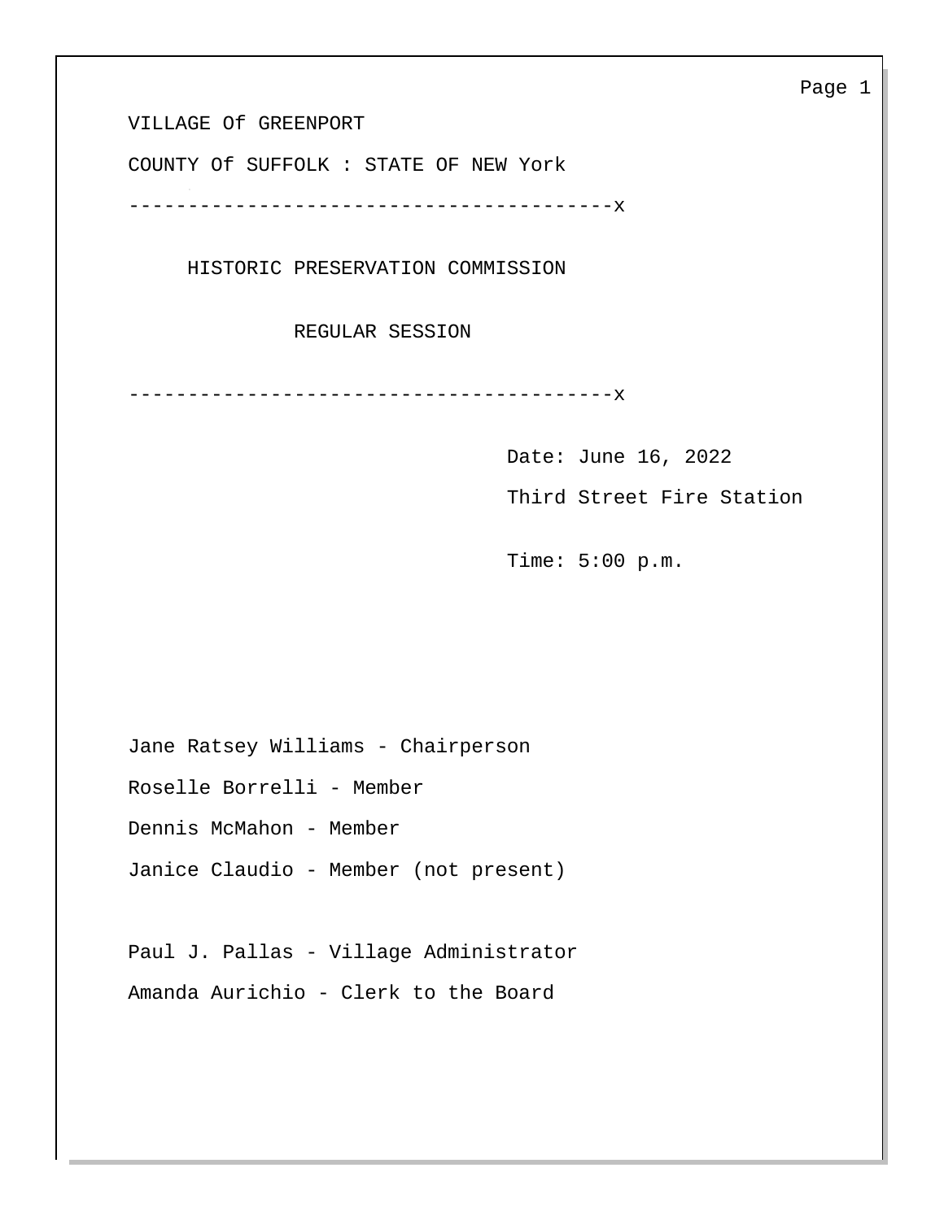VILLAGE Of GREENPORT

COUNTY Of SUFFOLK : STATE OF NEW York

----------------------------------------x

HISTORIC PRESERVATION COMMISSION

REGULAR SESSION

----------------------------------------x

Date: June 16, 2022

Third Street Fire Station

Time: 5:00 p.m.

Jane Ratsey Williams - Chairperson

Roselle Borrelli - Member

Dennis McMahon - Member

Janice Claudio - Member (not present)

Paul J. Pallas - Village Administrator

Amanda Aurichio - Clerk to the Board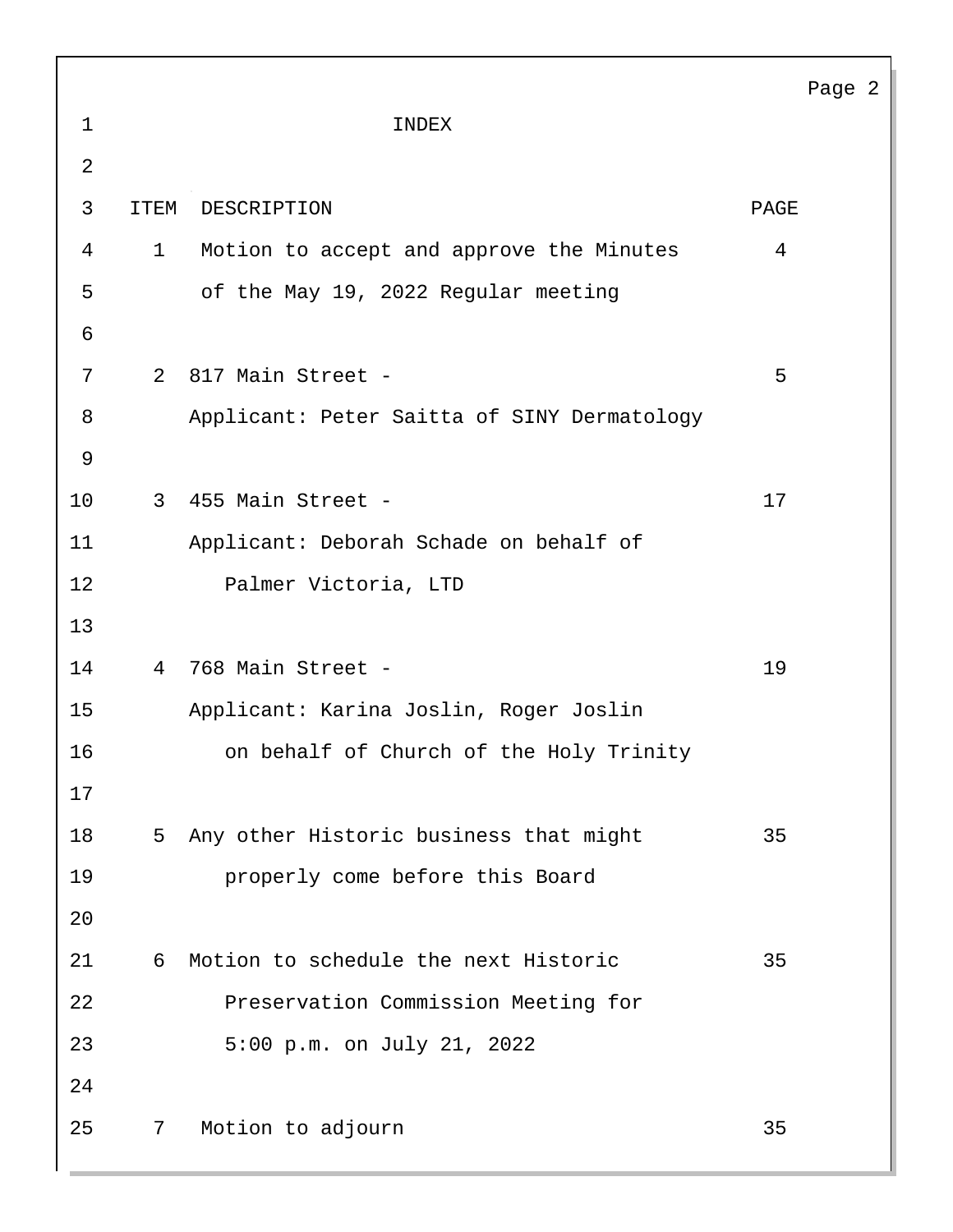# INDEX

| ITEM | DESCRIPTION | PAGE |
|---|---|---|
| 1 | Motion to accept and approve the Minutes of the May 19, 2022 Regular meeting | 4 |
| 2 | 817 Main Street - Applicant: Peter Saitta of SINY Dermatology | 5 |
| 3 | 455 Main Street - Applicant: Deborah Schade on behalf of Palmer Victoria, LTD | 17 |
| 4 | 768 Main Street - Applicant: Karina Joslin, Roger Joslin on behalf of Church of the Holy Trinity | 19 |
| 5 | Any other Historic business that might properly come before this Board | 35 |
| 6 | Motion to schedule the next Historic Preservation Commission Meeting for 5:00 p.m. on July 21, 2022 | 35 |
| 7 | Motion to adjourn | 35 |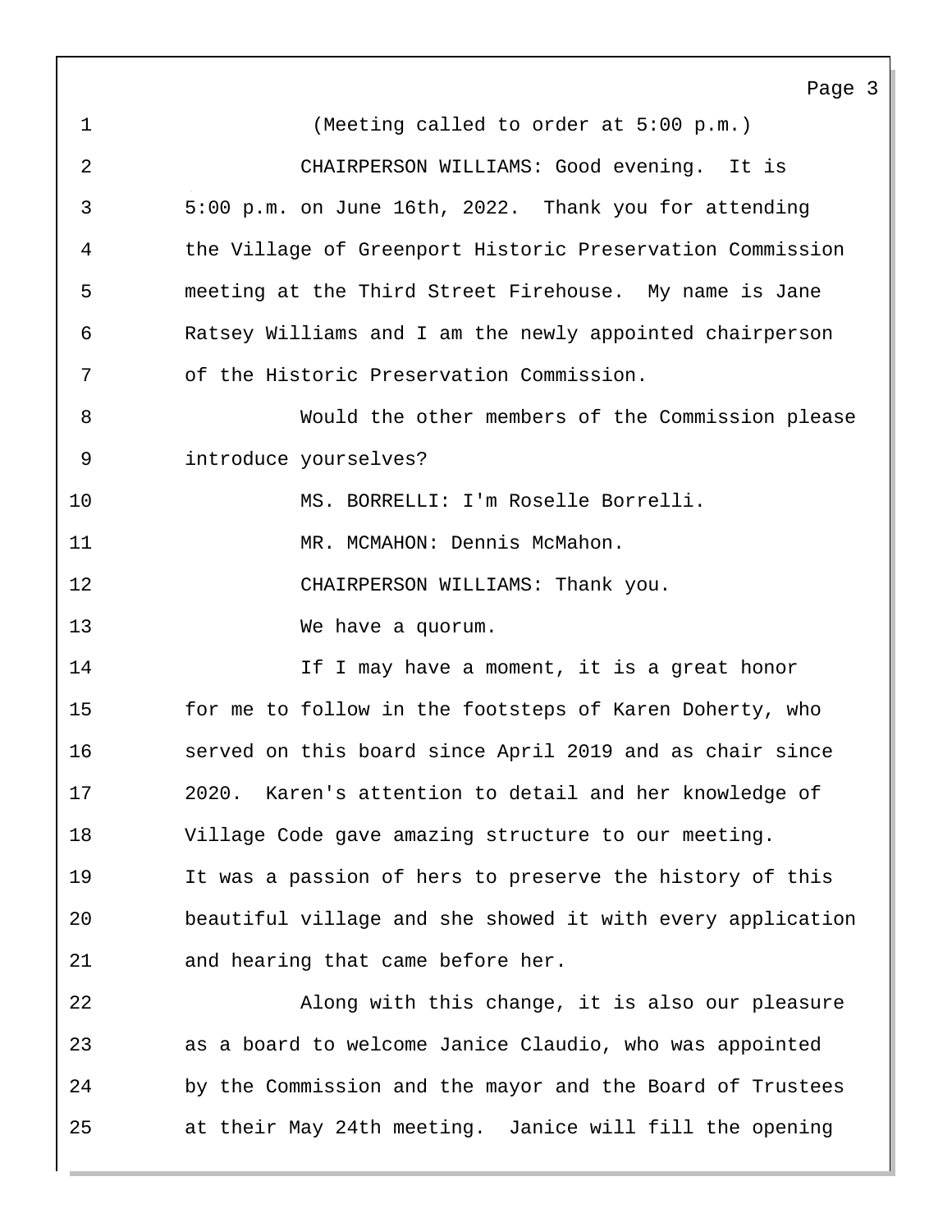(Meeting called to order at 5:00 p.m.)

CHAIRPERSON WILLIAMS: Good evening. It is 5:00 p.m. on June 16th, 2022. Thank you for attending the Village of Greenport Historic Preservation Commission meeting at the Third Street Firehouse. My name is Jane Ratsey Williams and I am the newly appointed chairperson of the Historic Preservation Commission.

Would the other members of the Commission please introduce yourselves?

MS. BORRELLI: I'm Roselle Borrelli.

MR. MCMAHON: Dennis McMahon.

CHAIRPERSON WILLIAMS: Thank you.

We have a quorum.

If I may have a moment, it is a great honor for me to follow in the footsteps of Karen Doherty, who served on this board since April 2019 and as chair since 2020. Karen's attention to detail and her knowledge of Village Code gave amazing structure to our meeting. It was a passion of hers to preserve the history of this beautiful village and she showed it with every application and hearing that came before her.

Along with this change, it is also our pleasure as a board to welcome Janice Claudio, who was appointed by the Commission and the mayor and the Board of Trustees at their May 24th meeting. Janice will fill the opening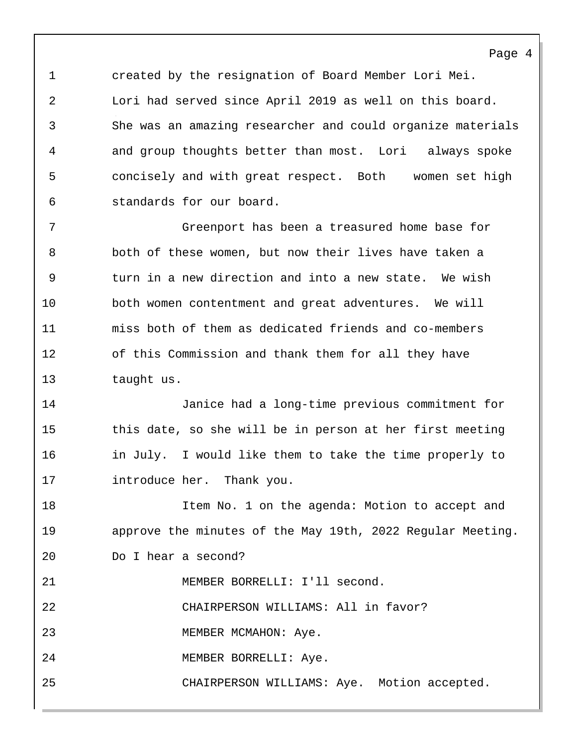created by the resignation of Board Member Lori Mei. Lori had served since April 2019 as well on this board. She was an amazing researcher and could organize materials and group thoughts better than most. Lori always spoke concisely and with great respect. Both women set high standards for our board.

Greenport has been a treasured home base for both of these women, but now their lives have taken a turn in a new direction and into a new state. We wish both women contentment and great adventures. We will miss both of them as dedicated friends and co-members of this Commission and thank them for all they have taught us.

Janice had a long-time previous commitment for this date, so she will be in person at her first meeting in July. I would like them to take the time properly to introduce her. Thank you.

Item No. 1 on the agenda: Motion to accept and approve the minutes of the May 19th, 2022 Regular Meeting. Do I hear a second?

MEMBER BORRELLI: I'll second.

CHAIRPERSON WILLIAMS: All in favor?

MEMBER MCMAHON: Aye.

MEMBER BORRELLI: Aye.

CHAIRPERSON WILLIAMS: Aye. Motion accepted.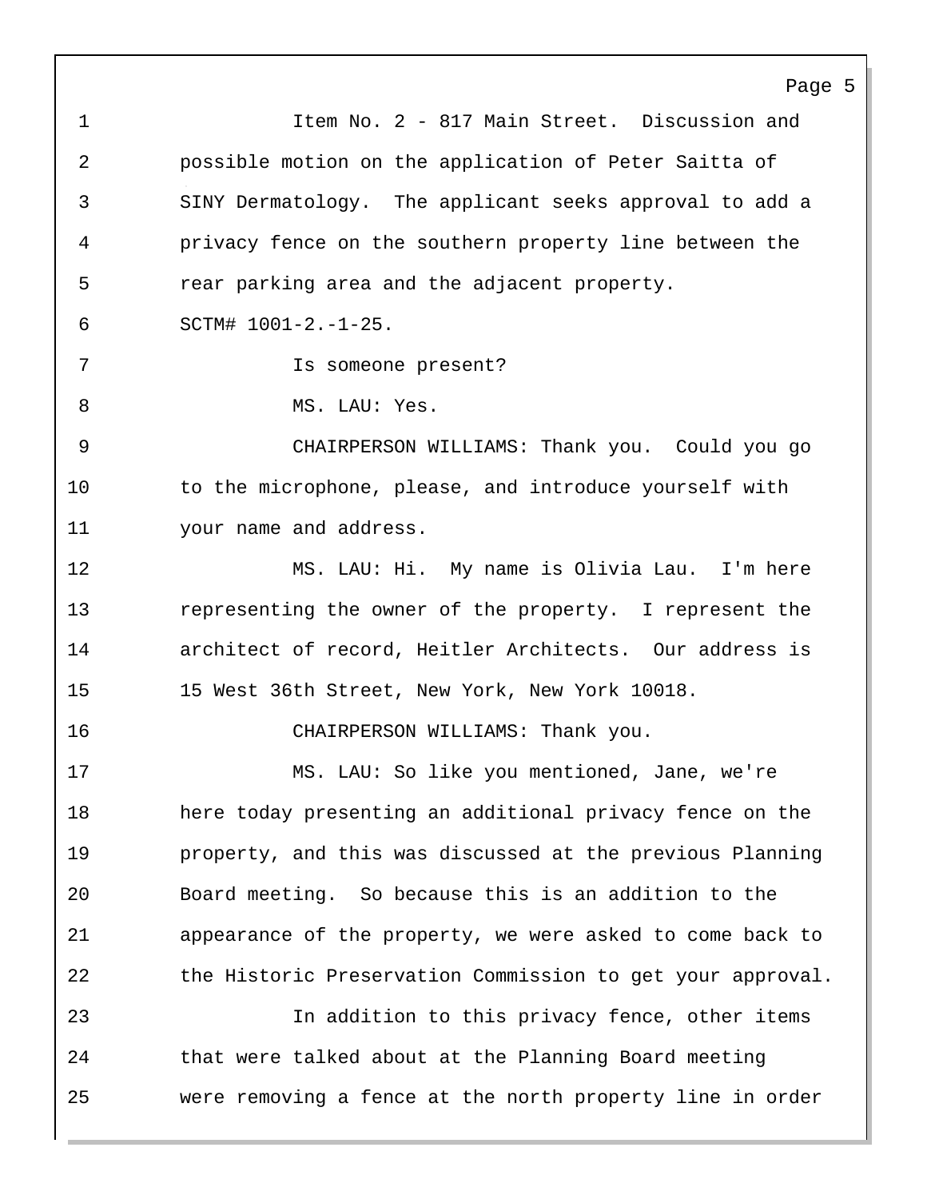Item No. 2 - 817 Main Street. Discussion and possible motion on the application of Peter Saitta of SINY Dermatology. The applicant seeks approval to add a privacy fence on the southern property line between the rear parking area and the adjacent property. SCTM# 1001-2.-1-25.

Is someone present?

MS. LAU: Yes.

CHAIRPERSON WILLIAMS: Thank you. Could you go to the microphone, please, and introduce yourself with your name and address.

MS. LAU: Hi. My name is Olivia Lau. I'm here representing the owner of the property. I represent the architect of record, Heitler Architects. Our address is 15 West 36th Street, New York, New York 10018.

CHAIRPERSON WILLIAMS: Thank you.

MS. LAU: So like you mentioned, Jane, we're here today presenting an additional privacy fence on the property, and this was discussed at the previous Planning Board meeting. So because this is an addition to the appearance of the property, we were asked to come back to the Historic Preservation Commission to get your approval.

In addition to this privacy fence, other items that were talked about at the Planning Board meeting were removing a fence at the north property line in order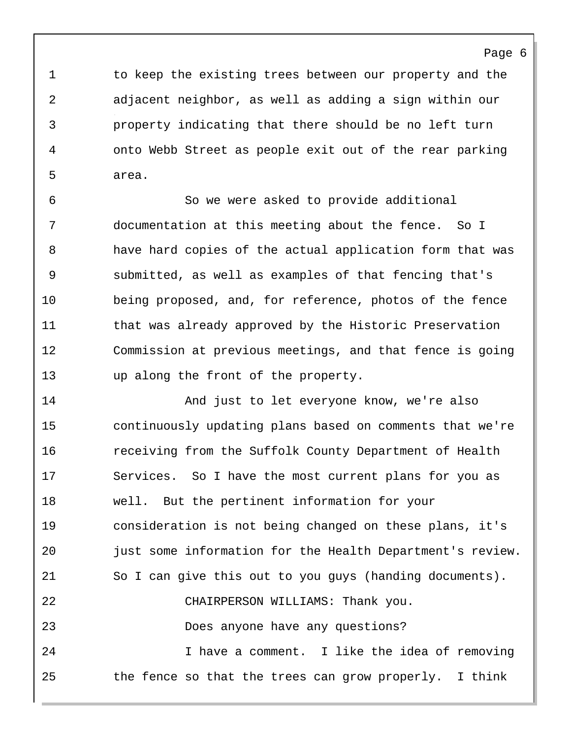to keep the existing trees between our property and the adjacent neighbor, as well as adding a sign within our property indicating that there should be no left turn onto Webb Street as people exit out of the rear parking area.

So we were asked to provide additional documentation at this meeting about the fence. So I have hard copies of the actual application form that was submitted, as well as examples of that fencing that's being proposed, and, for reference, photos of the fence that was already approved by the Historic Preservation Commission at previous meetings, and that fence is going up along the front of the property.

And just to let everyone know, we're also continuously updating plans based on comments that we're receiving from the Suffolk County Department of Health Services. So I have the most current plans for you as well. But the pertinent information for your consideration is not being changed on these plans, it's just some information for the Health Department's review. So I can give this out to you guys (handing documents).

CHAIRPERSON WILLIAMS: Thank you.

Does anyone have any questions?

I have a comment. I like the idea of removing the fence so that the trees can grow properly. I think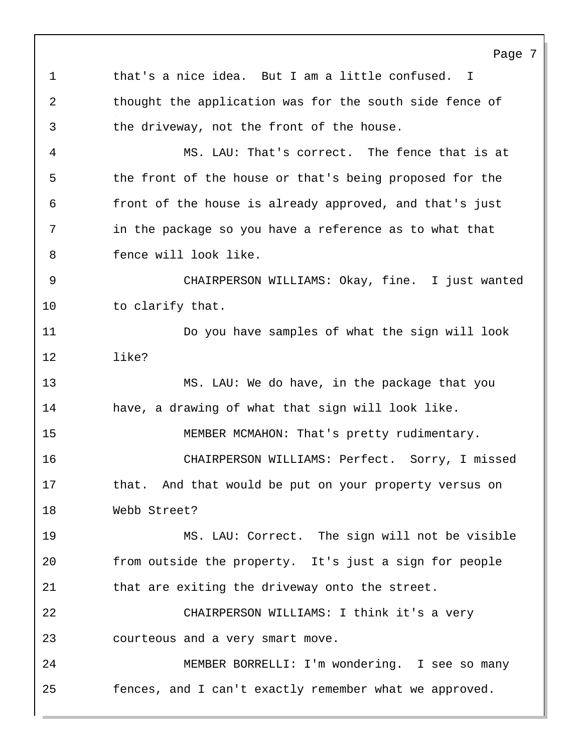that's a nice idea. But I am a little confused. I thought the application was for the south side fence of the driveway, not the front of the house.

MS. LAU: That's correct. The fence that is at the front of the house or that's being proposed for the front of the house is already approved, and that's just in the package so you have a reference as to what that fence will look like.

CHAIRPERSON WILLIAMS: Okay, fine. I just wanted to clarify that.

Do you have samples of what the sign will look like?

MS. LAU: We do have, in the package that you have, a drawing of what that sign will look like.

MEMBER MCMAHON: That's pretty rudimentary.

CHAIRPERSON WILLIAMS: Perfect. Sorry, I missed that. And that would be put on your property versus on Webb Street?

MS. LAU: Correct. The sign will not be visible from outside the property. It's just a sign for people that are exiting the driveway onto the street.

CHAIRPERSON WILLIAMS: I think it's a very courteous and a very smart move.

MEMBER BORRELLI: I'm wondering. I see so many fences, and I can't exactly remember what we approved.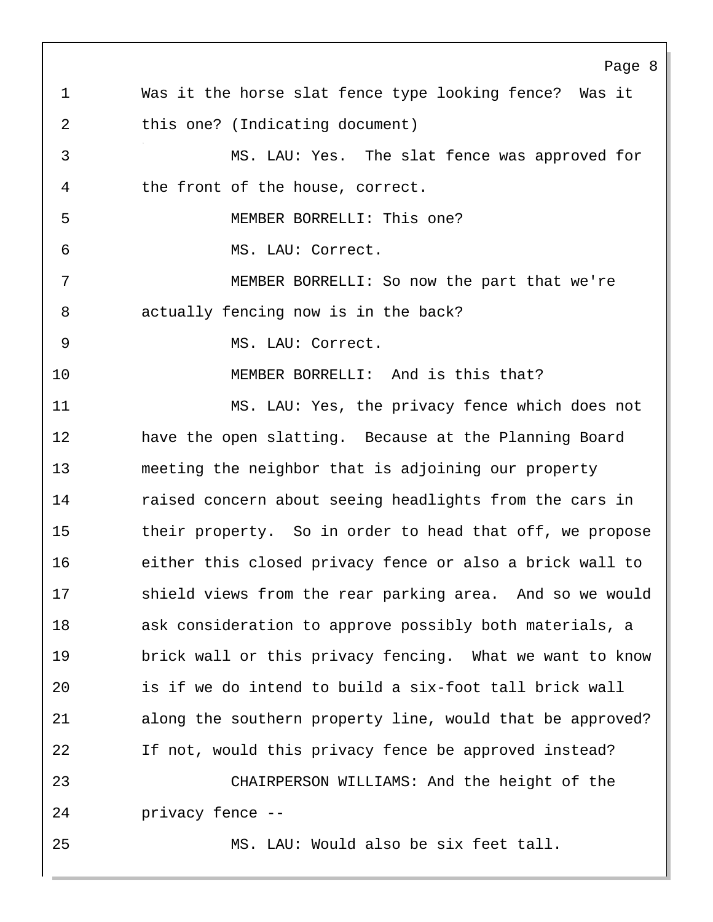Was it the horse slat fence type looking fence? Was it this one? (Indicating document)

MS. LAU: Yes. The slat fence was approved for the front of the house, correct.

MEMBER BORRELLI: This one?

MS. LAU: Correct.

MEMBER BORRELLI: So now the part that we're actually fencing now is in the back?

MS. LAU: Correct.

MEMBER BORRELLI: And is this that?

MS. LAU: Yes, the privacy fence which does not have the open slatting. Because at the Planning Board meeting the neighbor that is adjoining our property raised concern about seeing headlights from the cars in their property. So in order to head that off, we propose either this closed privacy fence or also a brick wall to shield views from the rear parking area. And so we would ask consideration to approve possibly both materials, a brick wall or this privacy fencing. What we want to know is if we do intend to build a six-foot tall brick wall along the southern property line, would that be approved? If not, would this privacy fence be approved instead?

CHAIRPERSON WILLIAMS: And the height of the privacy fence --

MS. LAU: Would also be six feet tall.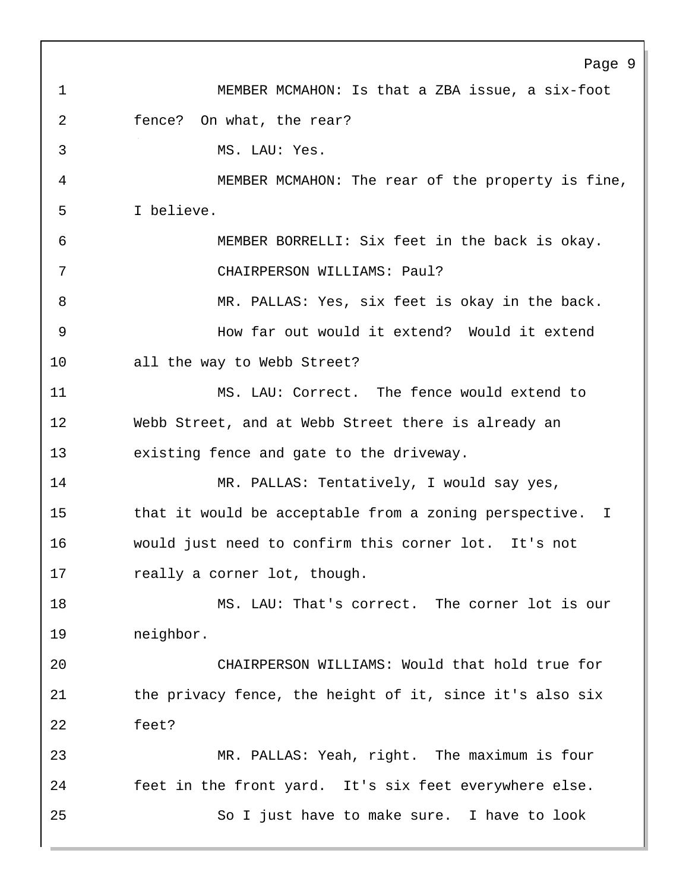MEMBER MCMAHON: Is that a ZBA issue, a six-foot fence? On what, the rear?

MS. LAU: Yes.

MEMBER MCMAHON: The rear of the property is fine, I believe.

MEMBER BORRELLI: Six feet in the back is okay.

CHAIRPERSON WILLIAMS: Paul?

MR. PALLAS: Yes, six feet is okay in the back.

How far out would it extend? Would it extend all the way to Webb Street?

MS. LAU: Correct. The fence would extend to Webb Street, and at Webb Street there is already an existing fence and gate to the driveway.

MR. PALLAS: Tentatively, I would say yes, that it would be acceptable from a zoning perspective. I would just need to confirm this corner lot. It's not really a corner lot, though.

MS. LAU: That's correct. The corner lot is our neighbor.

CHAIRPERSON WILLIAMS: Would that hold true for the privacy fence, the height of it, since it's also six feet?

MR. PALLAS: Yeah, right. The maximum is four feet in the front yard. It's six feet everywhere else.

So I just have to make sure. I have to look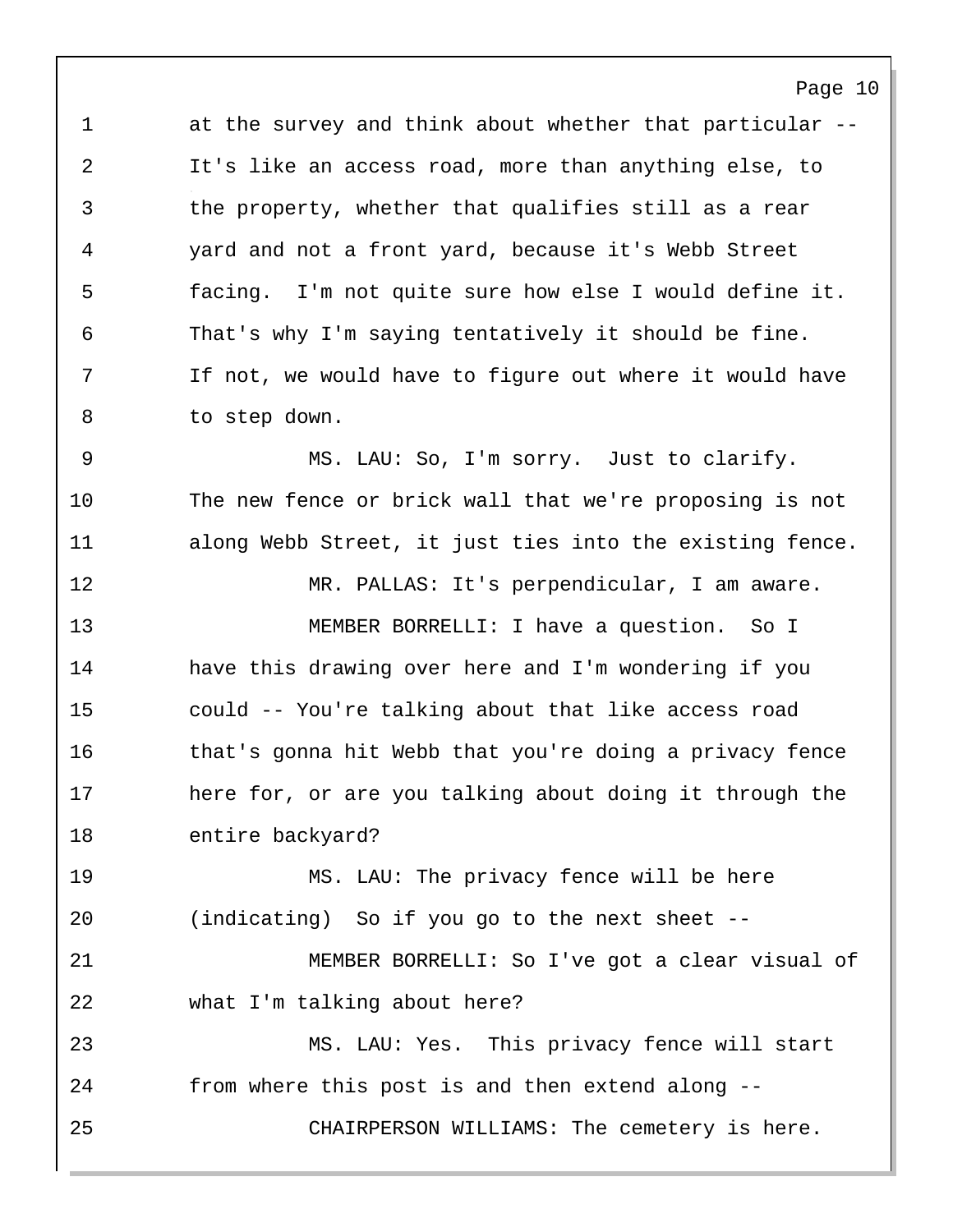at the survey and think about whether that particular -- It's like an access road, more than anything else, to the property, whether that qualifies still as a rear yard and not a front yard, because it's Webb Street facing. I'm not quite sure how else I would define it. That's why I'm saying tentatively it should be fine. If not, we would have to figure out where it would have to step down.

MS. LAU: So, I'm sorry. Just to clarify. The new fence or brick wall that we're proposing is not along Webb Street, it just ties into the existing fence.

MR. PALLAS: It's perpendicular, I am aware.

MEMBER BORRELLI: I have a question. So I have this drawing over here and I'm wondering if you could -- You're talking about that like access road that's gonna hit Webb that you're doing a privacy fence here for, or are you talking about doing it through the entire backyard?

MS. LAU: The privacy fence will be here (indicating) So if you go to the next sheet --

MEMBER BORRELLI: So I've got a clear visual of what I'm talking about here?

MS. LAU: Yes. This privacy fence will start from where this post is and then extend along --

CHAIRPERSON WILLIAMS: The cemetery is here.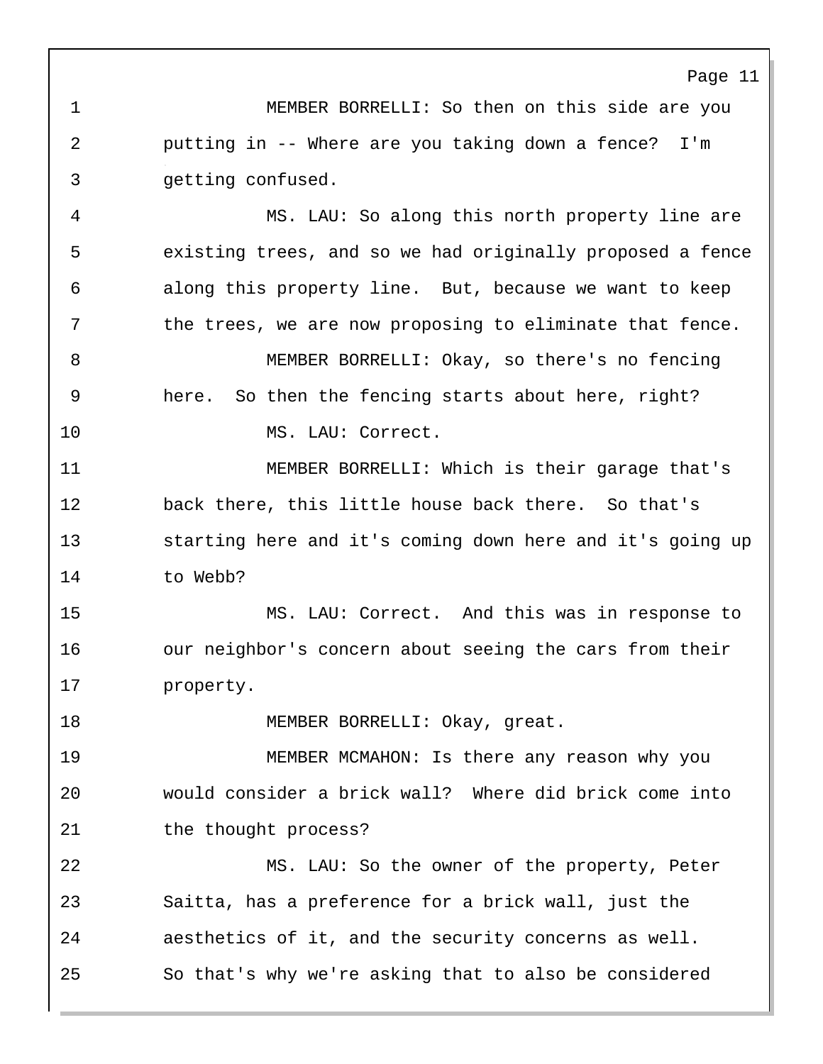MEMBER BORRELLI: So then on this side are you putting in -- Where are you taking down a fence? I'm getting confused.

MS. LAU: So along this north property line are existing trees, and so we had originally proposed a fence along this property line. But, because we want to keep the trees, we are now proposing to eliminate that fence.

MEMBER BORRELLI: Okay, so there's no fencing here. So then the fencing starts about here, right?

MS. LAU: Correct.

MEMBER BORRELLI: Which is their garage that's back there, this little house back there. So that's starting here and it's coming down here and it's going up to Webb?

MS. LAU: Correct. And this was in response to our neighbor's concern about seeing the cars from their property.

MEMBER BORRELLI: Okay, great.

MEMBER MCMAHON: Is there any reason why you would consider a brick wall? Where did brick come into the thought process?

MS. LAU: So the owner of the property, Peter Saitta, has a preference for a brick wall, just the aesthetics of it, and the security concerns as well. So that's why we're asking that to also be considered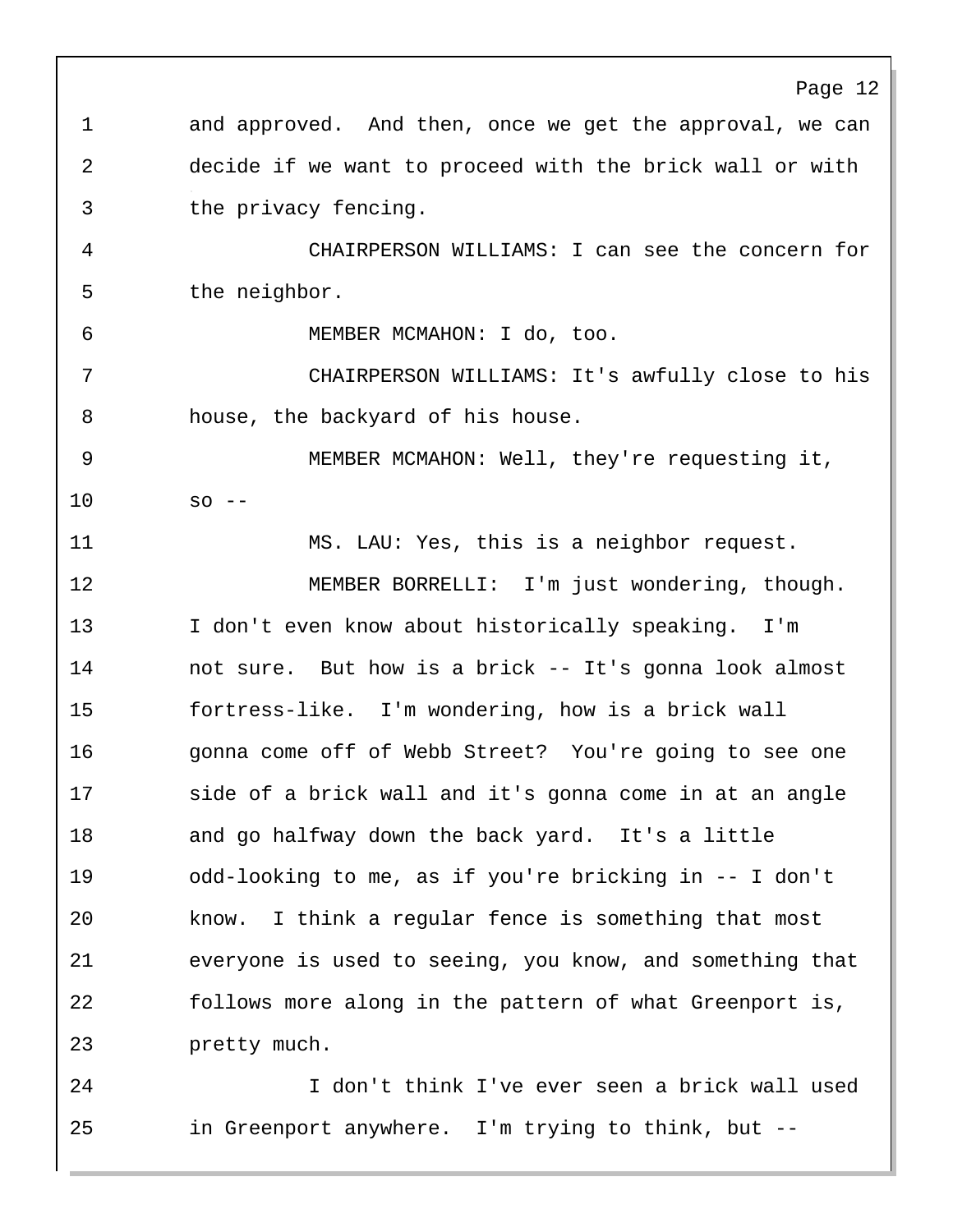and approved. And then, once we get the approval, we can decide if we want to proceed with the brick wall or with the privacy fencing.

CHAIRPERSON WILLIAMS: I can see the concern for the neighbor.

MEMBER MCMAHON: I do, too.

CHAIRPERSON WILLIAMS: It's awfully close to his house, the backyard of his house.

MEMBER MCMAHON: Well, they're requesting it, so --

MS. LAU: Yes, this is a neighbor request.

MEMBER BORRELLI: I'm just wondering, though. I don't even know about historically speaking. I'm not sure. But how is a brick -- It's gonna look almost fortress-like. I'm wondering, how is a brick wall gonna come off of Webb Street? You're going to see one side of a brick wall and it's gonna come in at an angle and go halfway down the back yard. It's a little odd-looking to me, as if you're bricking in -- I don't know. I think a regular fence is something that most everyone is used to seeing, you know, and something that follows more along in the pattern of what Greenport is, pretty much.

I don't think I've ever seen a brick wall used in Greenport anywhere. I'm trying to think, but --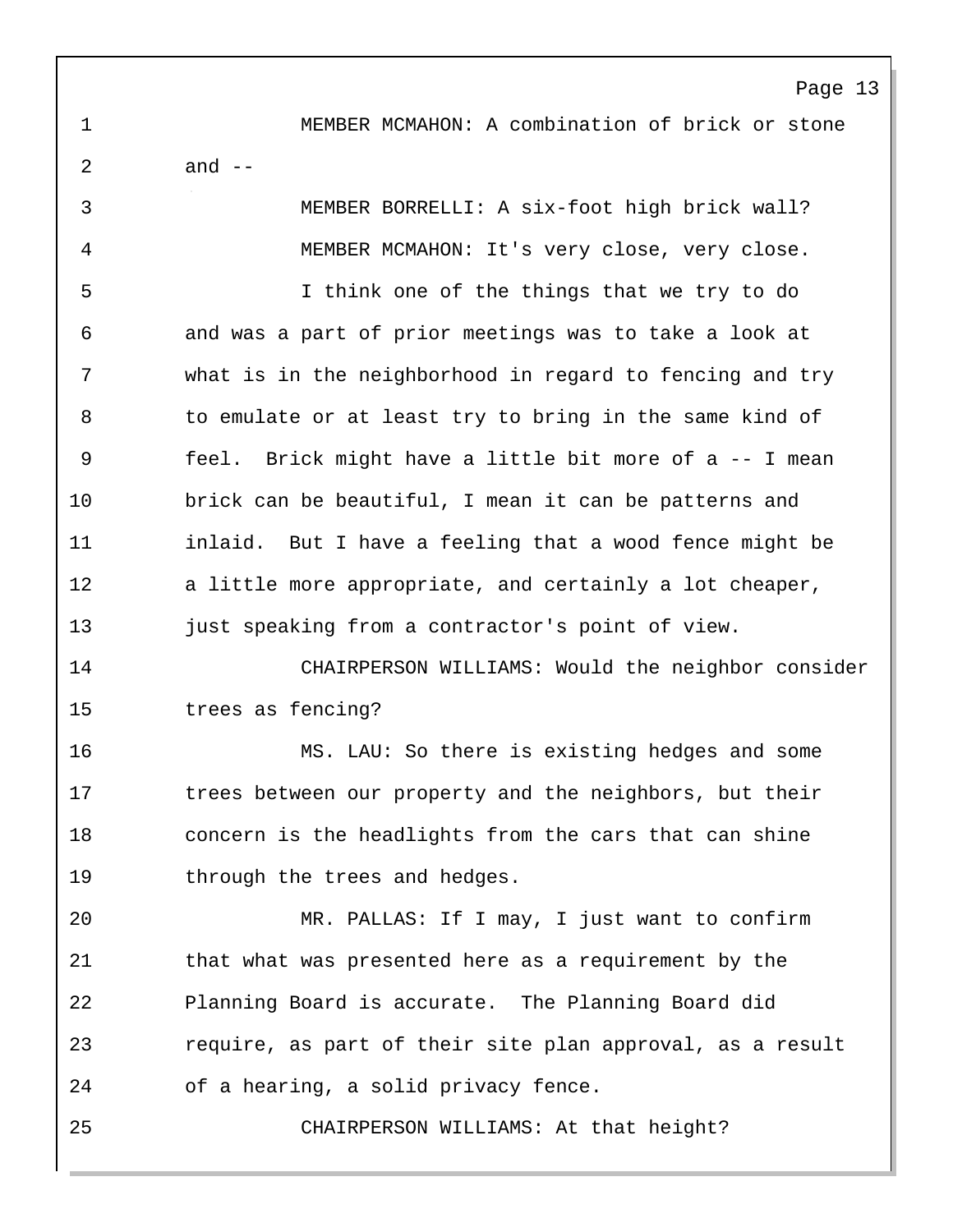MEMBER MCMAHON: A combination of brick or stone and --

MEMBER BORRELLI: A six-foot high brick wall?

MEMBER MCMAHON: It's very close, very close.

I think one of the things that we try to do and was a part of prior meetings was to take a look at what is in the neighborhood in regard to fencing and try to emulate or at least try to bring in the same kind of feel. Brick might have a little bit more of a -- I mean brick can be beautiful, I mean it can be patterns and inlaid. But I have a feeling that a wood fence might be a little more appropriate, and certainly a lot cheaper, just speaking from a contractor's point of view.

CHAIRPERSON WILLIAMS: Would the neighbor consider trees as fencing?

MS. LAU: So there is existing hedges and some trees between our property and the neighbors, but their concern is the headlights from the cars that can shine through the trees and hedges.

MR. PALLAS: If I may, I just want to confirm that what was presented here as a requirement by the Planning Board is accurate. The Planning Board did require, as part of their site plan approval, as a result of a hearing, a solid privacy fence.

CHAIRPERSON WILLIAMS: At that height?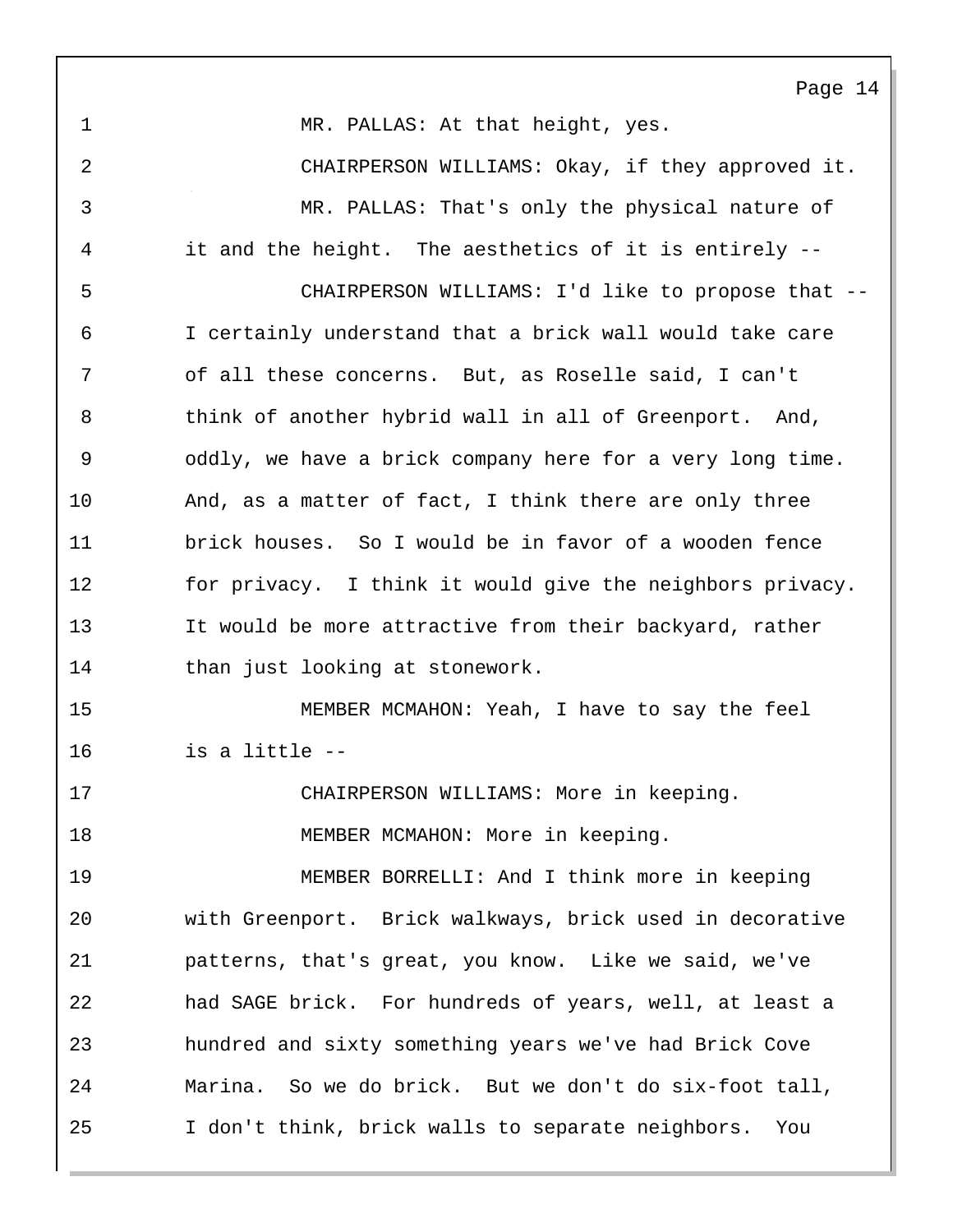MR. PALLAS: At that height, yes.

CHAIRPERSON WILLIAMS: Okay, if they approved it.

MR. PALLAS: That's only the physical nature of it and the height. The aesthetics of it is entirely --

CHAIRPERSON WILLIAMS: I'd like to propose that -- I certainly understand that a brick wall would take care of all these concerns. But, as Roselle said, I can't think of another hybrid wall in all of Greenport. And, oddly, we have a brick company here for a very long time. And, as a matter of fact, I think there are only three brick houses. So I would be in favor of a wooden fence for privacy. I think it would give the neighbors privacy. It would be more attractive from their backyard, rather than just looking at stonework.

MEMBER MCMAHON: Yeah, I have to say the feel is a little --

CHAIRPERSON WILLIAMS: More in keeping.

MEMBER MCMAHON: More in keeping.

MEMBER BORRELLI: And I think more in keeping with Greenport. Brick walkways, brick used in decorative patterns, that's great, you know. Like we said, we've had SAGE brick. For hundreds of years, well, at least a hundred and sixty something years we've had Brick Cove Marina. So we do brick. But we don't do six-foot tall, I don't think, brick walls to separate neighbors. You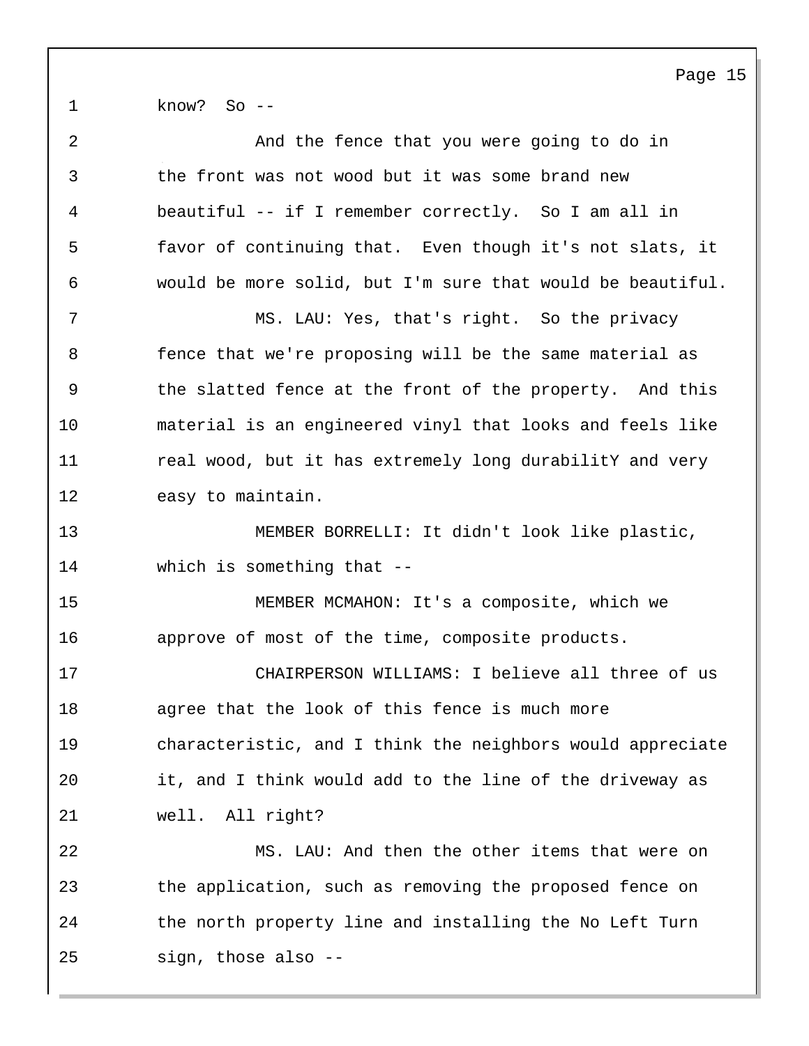know?  So --

And the fence that you were going to do in the front was not wood but it was some brand new beautiful -- if I remember correctly.  So I am all in favor of continuing that.  Even though it's not slats, it would be more solid, but I'm sure that would be beautiful.

MS. LAU: Yes, that's right.  So the privacy fence that we're proposing will be the same material as the slatted fence at the front of the property.  And this material is an engineered vinyl that looks and feels like real wood, but it has extremely long durabilitY and very easy to maintain.

MEMBER BORRELLI: It didn't look like plastic, which is something that --

MEMBER MCMAHON: It's a composite, which we approve of most of the time, composite products.

CHAIRPERSON WILLIAMS: I believe all three of us agree that the look of this fence is much more characteristic, and I think the neighbors would appreciate it, and I think would add to the line of the driveway as well.  All right?

MS. LAU: And then the other items that were on the application, such as removing the proposed fence on the north property line and installing the No Left Turn sign, those also --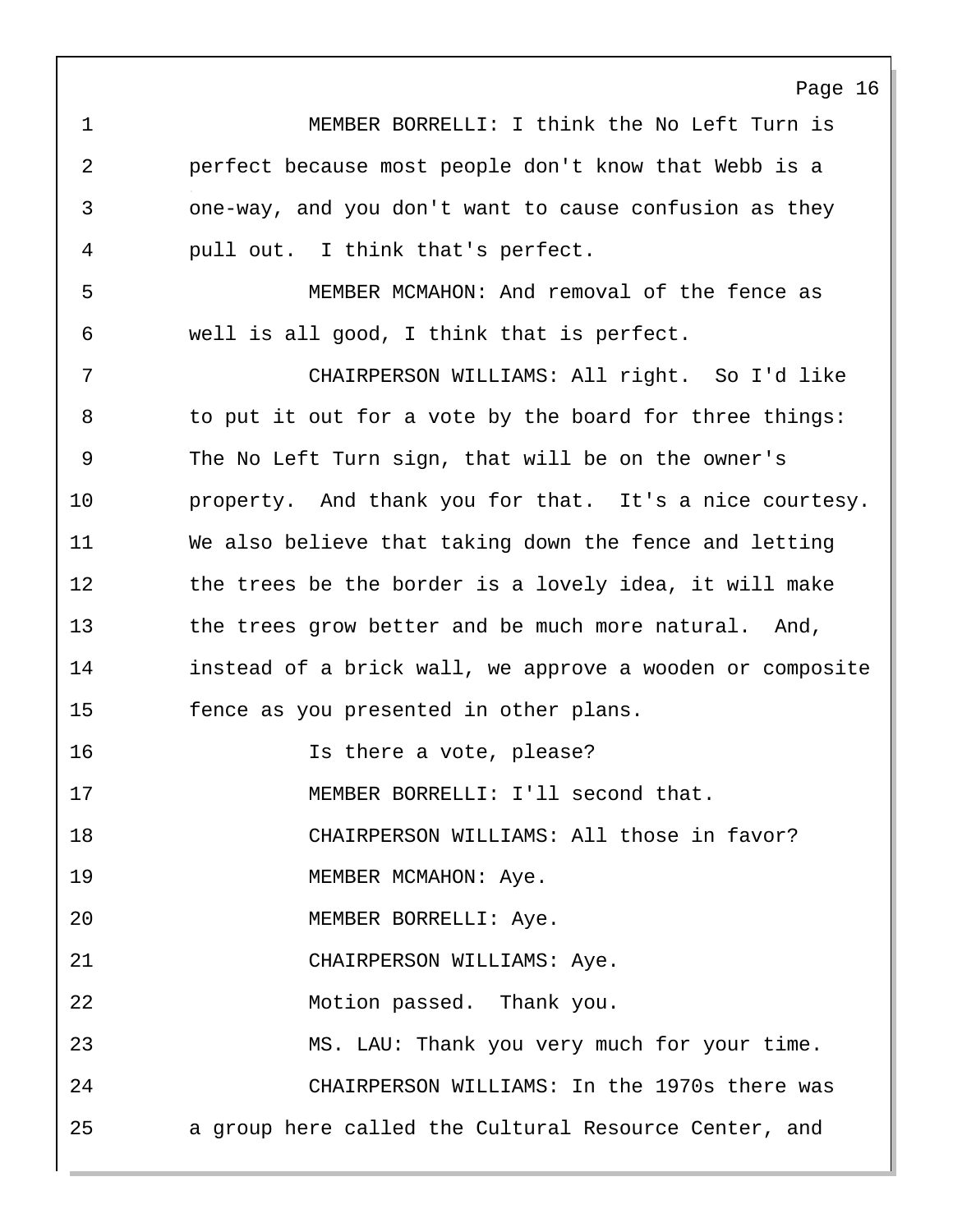MEMBER BORRELLI: I think the No Left Turn is perfect because most people don't know that Webb is a one-way, and you don't want to cause confusion as they pull out. I think that's perfect.

MEMBER MCMAHON: And removal of the fence as well is all good, I think that is perfect.

CHAIRPERSON WILLIAMS: All right. So I'd like to put it out for a vote by the board for three things: The No Left Turn sign, that will be on the owner's property. And thank you for that. It's a nice courtesy. We also believe that taking down the fence and letting the trees be the border is a lovely idea, it will make the trees grow better and be much more natural. And, instead of a brick wall, we approve a wooden or composite fence as you presented in other plans.

Is there a vote, please?

MEMBER BORRELLI: I'll second that.

CHAIRPERSON WILLIAMS: All those in favor?

MEMBER MCMAHON: Aye.

MEMBER BORRELLI: Aye.

CHAIRPERSON WILLIAMS: Aye.

Motion passed. Thank you.

MS. LAU: Thank you very much for your time.

CHAIRPERSON WILLIAMS: In the 1970s there was a group here called the Cultural Resource Center, and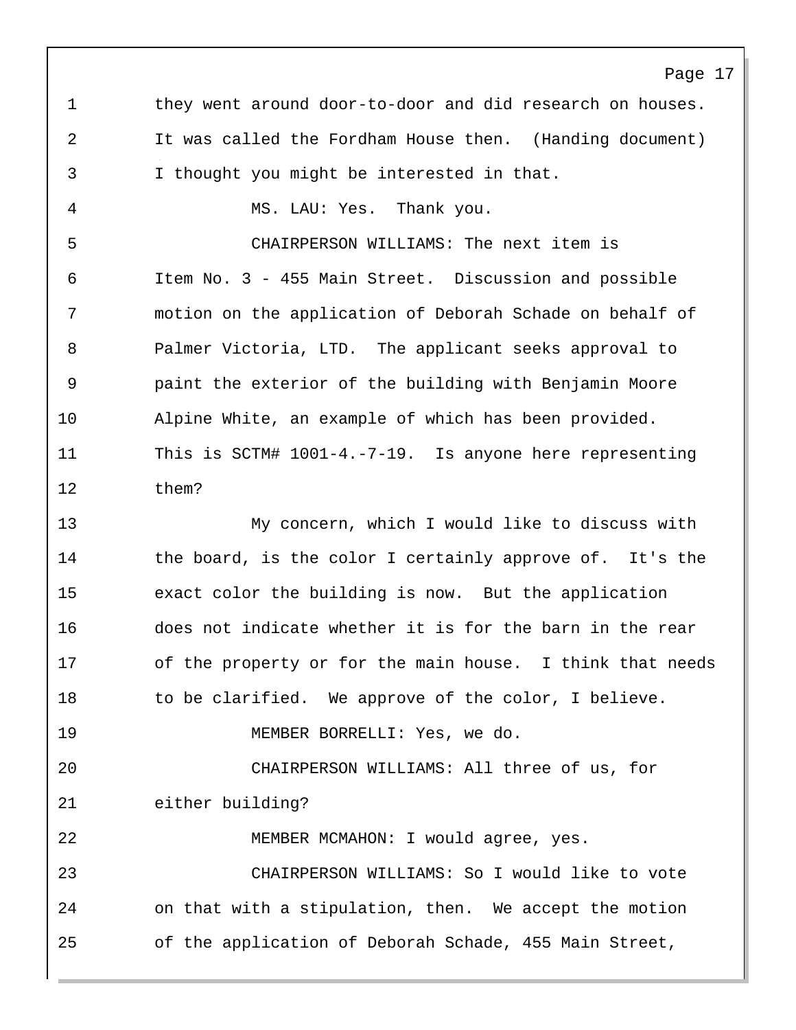they went around door-to-door and did research on houses. It was called the Fordham House then. (Handing document) I thought you might be interested in that.

MS. LAU: Yes. Thank you.

CHAIRPERSON WILLIAMS: The next item is Item No. 3 - 455 Main Street. Discussion and possible motion on the application of Deborah Schade on behalf of Palmer Victoria, LTD. The applicant seeks approval to paint the exterior of the building with Benjamin Moore Alpine White, an example of which has been provided. This is SCTM# 1001-4.-7-19. Is anyone here representing them?

My concern, which I would like to discuss with the board, is the color I certainly approve of. It's the exact color the building is now. But the application does not indicate whether it is for the barn in the rear of the property or for the main house. I think that needs to be clarified. We approve of the color, I believe.

MEMBER BORRELLI: Yes, we do.

CHAIRPERSON WILLIAMS: All three of us, for either building?

MEMBER MCMAHON: I would agree, yes.

CHAIRPERSON WILLIAMS: So I would like to vote on that with a stipulation, then. We accept the motion of the application of Deborah Schade, 455 Main Street,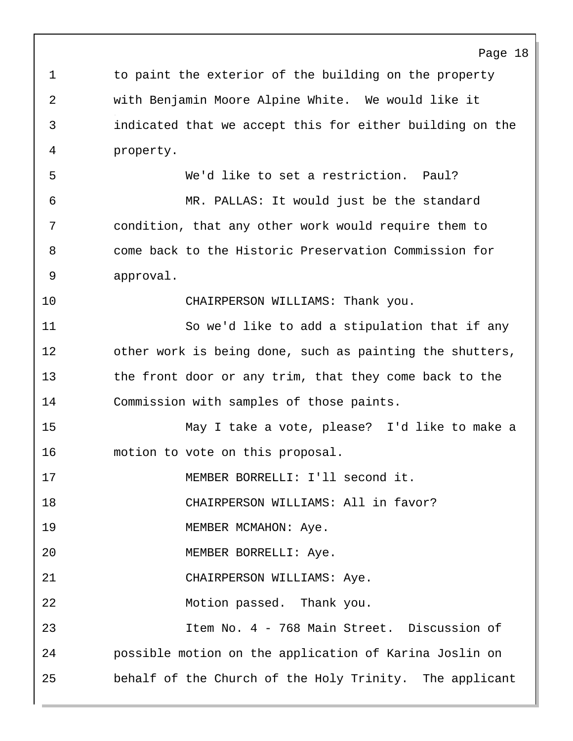to paint the exterior of the building on the property with Benjamin Moore Alpine White. We would like it indicated that we accept this for either building on the property.

We'd like to set a restriction. Paul?

MR. PALLAS: It would just be the standard condition, that any other work would require them to come back to the Historic Preservation Commission for approval.

CHAIRPERSON WILLIAMS: Thank you.

So we'd like to add a stipulation that if any other work is being done, such as painting the shutters, the front door or any trim, that they come back to the Commission with samples of those paints.

May I take a vote, please? I'd like to make a motion to vote on this proposal.

MEMBER BORRELLI: I'll second it.

CHAIRPERSON WILLIAMS: All in favor?

MEMBER MCMAHON: Aye.

MEMBER BORRELLI: Aye.

CHAIRPERSON WILLIAMS: Aye.

Motion passed. Thank you.

Item No. 4 - 768 Main Street. Discussion of possible motion on the application of Karina Joslin on behalf of the Church of the Holy Trinity. The applicant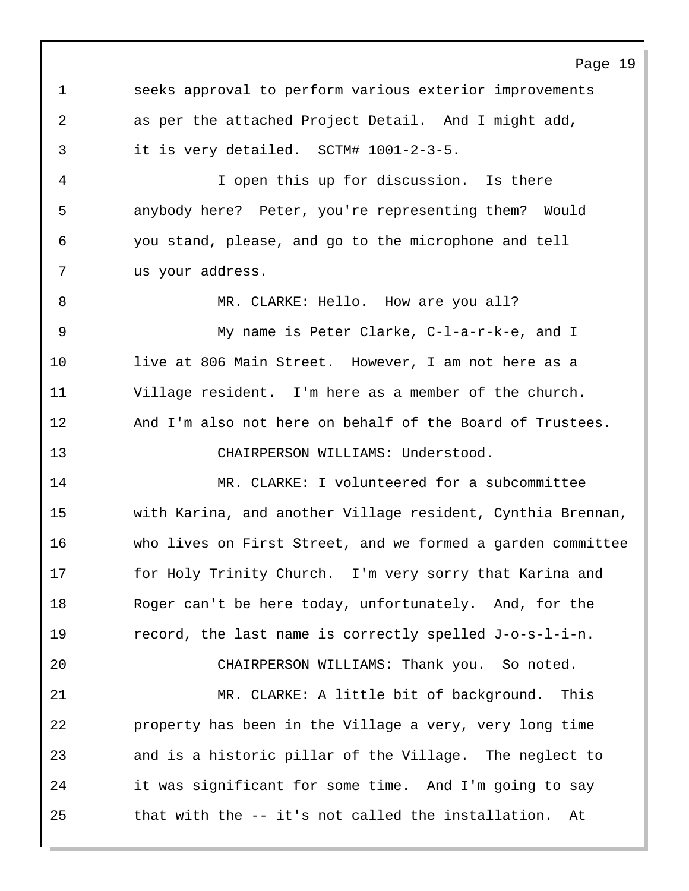1 seeks approval to perform various exterior improvements
2 as per the attached Project Detail. And I might add,
3 it is very detailed. SCTM# 1001-2-3-5.
4 I open this up for discussion. Is there
5 anybody here? Peter, you're representing them? Would
6 you stand, please, and go to the microphone and tell
7 us your address.
8 MR. CLARKE: Hello. How are you all?
9 My name is Peter Clarke, C-l-a-r-k-e, and I
10 live at 806 Main Street. However, I am not here as a
11 Village resident. I'm here as a member of the church.
12 And I'm also not here on behalf of the Board of Trustees.
13 CHAIRPERSON WILLIAMS: Understood.
14 MR. CLARKE: I volunteered for a subcommittee
15 with Karina, and another Village resident, Cynthia Brennan,
16 who lives on First Street, and we formed a garden committee
17 for Holy Trinity Church. I'm very sorry that Karina and
18 Roger can't be here today, unfortunately. And, for the
19 record, the last name is correctly spelled J-o-s-l-i-n.
20 CHAIRPERSON WILLIAMS: Thank you. So noted.
21 MR. CLARKE: A little bit of background. This
22 property has been in the Village a very, very long time
23 and is a historic pillar of the Village. The neglect to
24 it was significant for some time. And I'm going to say
25 that with the -- it's not called the installation. At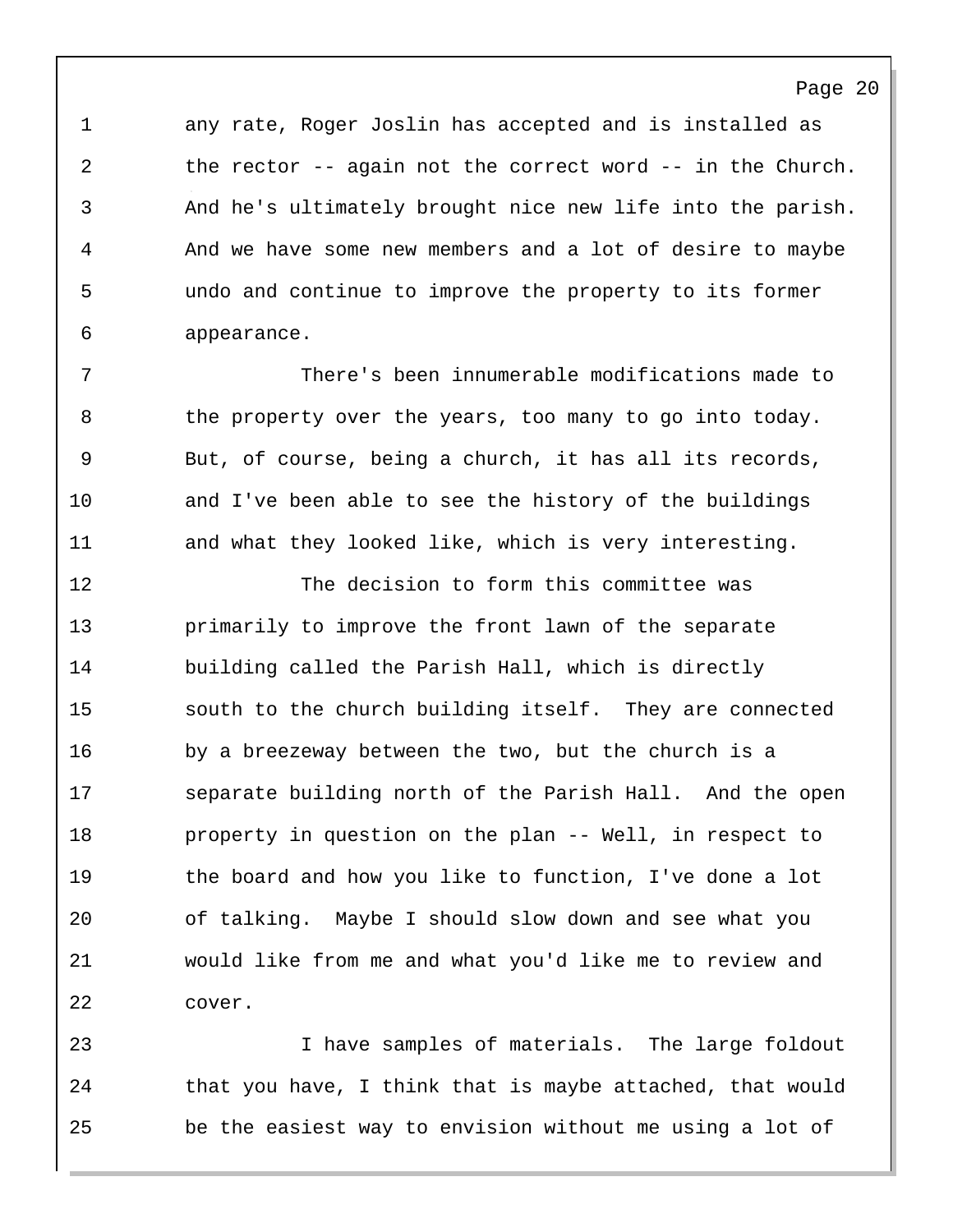any rate, Roger Joslin has accepted and is installed as the rector -- again not the correct word -- in the Church. And he's ultimately brought nice new life into the parish. And we have some new members and a lot of desire to maybe undo and continue to improve the property to its former appearance.

There's been innumerable modifications made to the property over the years, too many to go into today. But, of course, being a church, it has all its records, and I've been able to see the history of the buildings and what they looked like, which is very interesting.

The decision to form this committee was primarily to improve the front lawn of the separate building called the Parish Hall, which is directly south to the church building itself. They are connected by a breezeway between the two, but the church is a separate building north of the Parish Hall. And the open property in question on the plan -- Well, in respect to the board and how you like to function, I've done a lot of talking. Maybe I should slow down and see what you would like from me and what you'd like me to review and cover.

I have samples of materials. The large foldout that you have, I think that is maybe attached, that would be the easiest way to envision without me using a lot of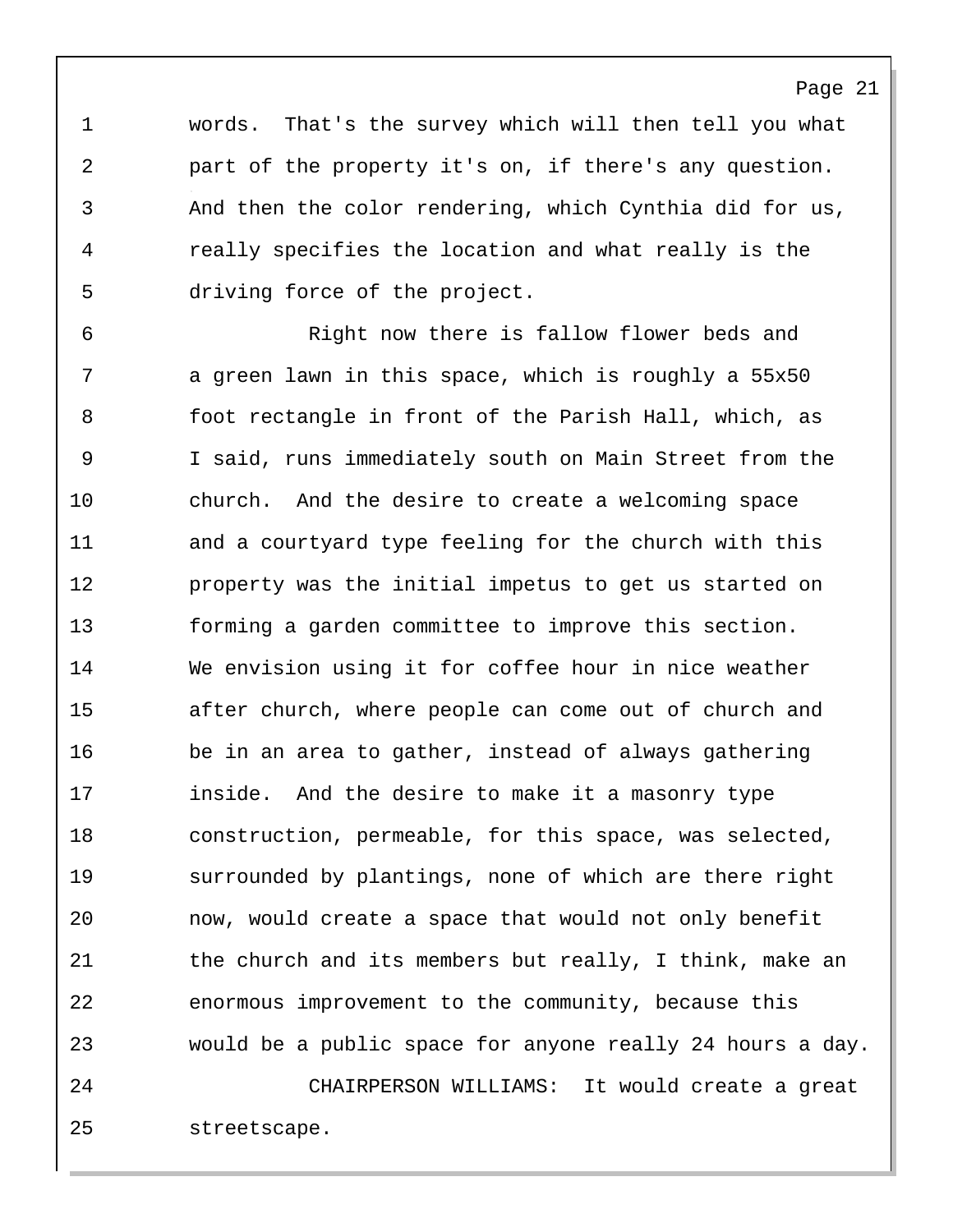words. That's the survey which will then tell you what part of the property it's on, if there's any question. And then the color rendering, which Cynthia did for us, really specifies the location and what really is the driving force of the project.

Right now there is fallow flower beds and a green lawn in this space, which is roughly a 55x50 foot rectangle in front of the Parish Hall, which, as I said, runs immediately south on Main Street from the church. And the desire to create a welcoming space and a courtyard type feeling for the church with this property was the initial impetus to get us started on forming a garden committee to improve this section. We envision using it for coffee hour in nice weather after church, where people can come out of church and be in an area to gather, instead of always gathering inside. And the desire to make it a masonry type construction, permeable, for this space, was selected, surrounded by plantings, none of which are there right now, would create a space that would not only benefit the church and its members but really, I think, make an enormous improvement to the community, because this would be a public space for anyone really 24 hours a day.

CHAIRPERSON WILLIAMS: It would create a great streetscape.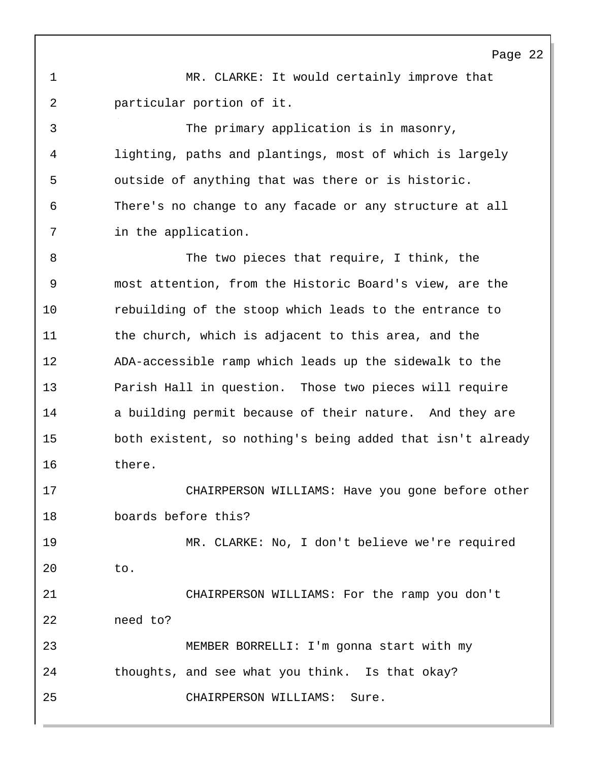MR. CLARKE: It would certainly improve that particular portion of it.

The primary application is in masonry, lighting, paths and plantings, most of which is largely outside of anything that was there or is historic. There's no change to any facade or any structure at all in the application.

The two pieces that require, I think, the most attention, from the Historic Board's view, are the rebuilding of the stoop which leads to the entrance to the church, which is adjacent to this area, and the ADA-accessible ramp which leads up the sidewalk to the Parish Hall in question. Those two pieces will require a building permit because of their nature. And they are both existent, so nothing's being added that isn't already there.

CHAIRPERSON WILLIAMS: Have you gone before other boards before this?

MR. CLARKE: No, I don't believe we're required to.

CHAIRPERSON WILLIAMS: For the ramp you don't need to?

MEMBER BORRELLI: I'm gonna start with my thoughts, and see what you think. Is that okay?

CHAIRPERSON WILLIAMS: Sure.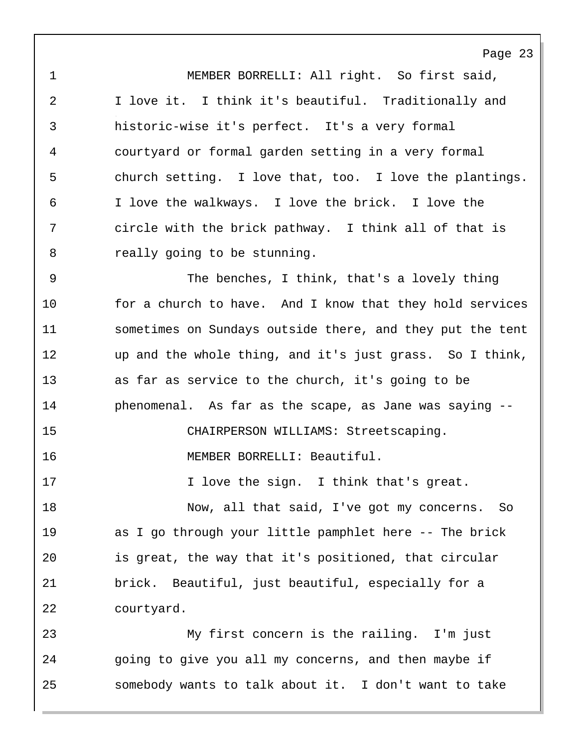MEMBER BORRELLI: All right. So first said, I love it. I think it's beautiful. Traditionally and historic-wise it's perfect. It's a very formal courtyard or formal garden setting in a very formal church setting. I love that, too. I love the plantings. I love the walkways. I love the brick. I love the circle with the brick pathway. I think all of that is really going to be stunning.

The benches, I think, that's a lovely thing for a church to have. And I know that they hold services sometimes on Sundays outside there, and they put the tent up and the whole thing, and it's just grass. So I think, as far as service to the church, it's going to be phenomenal. As far as the scape, as Jane was saying --

CHAIRPERSON WILLIAMS: Streetscaping.

MEMBER BORRELLI: Beautiful.

I love the sign. I think that's great.

Now, all that said, I've got my concerns. So as I go through your little pamphlet here -- The brick is great, the way that it's positioned, that circular brick. Beautiful, just beautiful, especially for a courtyard.

My first concern is the railing. I'm just going to give you all my concerns, and then maybe if somebody wants to talk about it. I don't want to take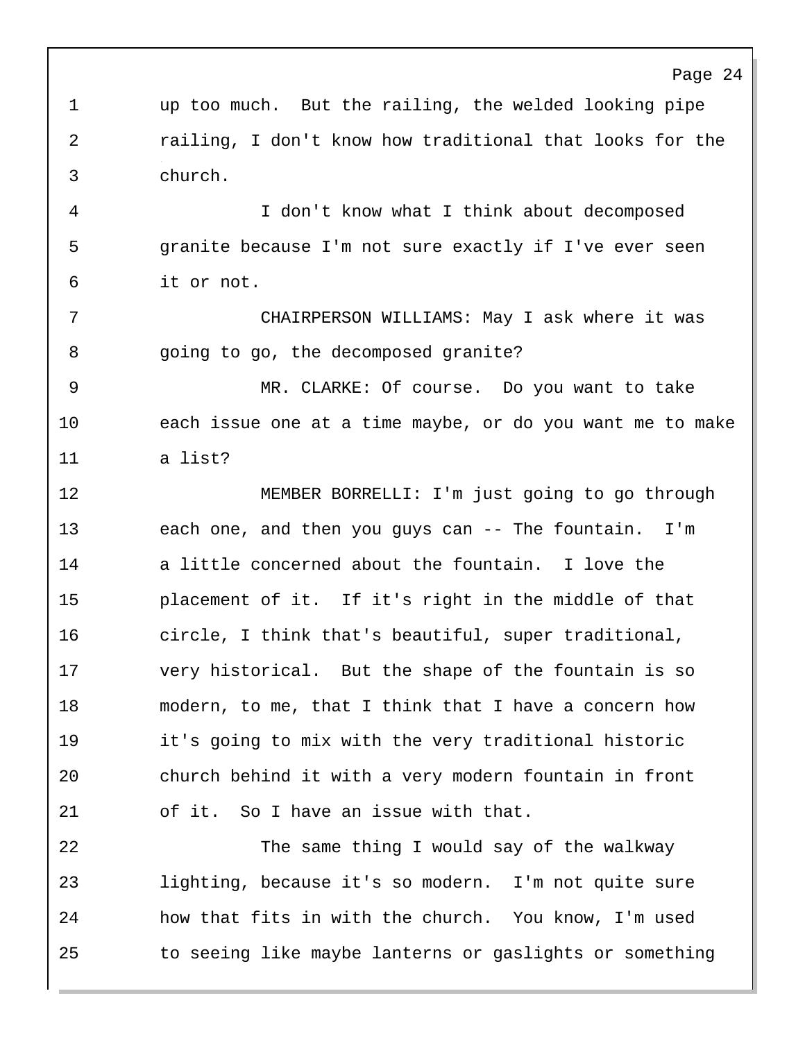up too much. But the railing, the welded looking pipe railing, I don't know how traditional that looks for the church.

I don't know what I think about decomposed granite because I'm not sure exactly if I've ever seen it or not.

CHAIRPERSON WILLIAMS: May I ask where it was going to go, the decomposed granite?

MR. CLARKE: Of course. Do you want to take each issue one at a time maybe, or do you want me to make a list?

MEMBER BORRELLI: I'm just going to go through each one, and then you guys can -- The fountain. I'm a little concerned about the fountain. I love the placement of it. If it's right in the middle of that circle, I think that's beautiful, super traditional, very historical. But the shape of the fountain is so modern, to me, that I think that I have a concern how it's going to mix with the very traditional historic church behind it with a very modern fountain in front of it. So I have an issue with that.

The same thing I would say of the walkway lighting, because it's so modern. I'm not quite sure how that fits in with the church. You know, I'm used to seeing like maybe lanterns or gaslights or something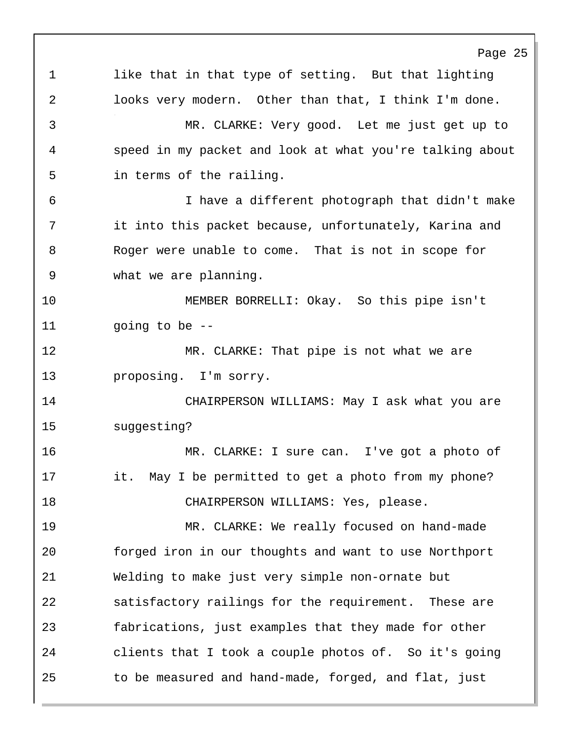like that in that type of setting. But that lighting looks very modern. Other than that, I think I'm done.

MR. CLARKE: Very good. Let me just get up to speed in my packet and look at what you're talking about in terms of the railing.

I have a different photograph that didn't make it into this packet because, unfortunately, Karina and Roger were unable to come. That is not in scope for what we are planning.

MEMBER BORRELLI: Okay. So this pipe isn't going to be --

MR. CLARKE: That pipe is not what we are proposing. I'm sorry.

CHAIRPERSON WILLIAMS: May I ask what you are suggesting?

MR. CLARKE: I sure can. I've got a photo of it. May I be permitted to get a photo from my phone?

CHAIRPERSON WILLIAMS: Yes, please.

MR. CLARKE: We really focused on hand-made forged iron in our thoughts and want to use Northport Welding to make just very simple non-ornate but satisfactory railings for the requirement. These are fabrications, just examples that they made for other clients that I took a couple photos of. So it's going to be measured and hand-made, forged, and flat, just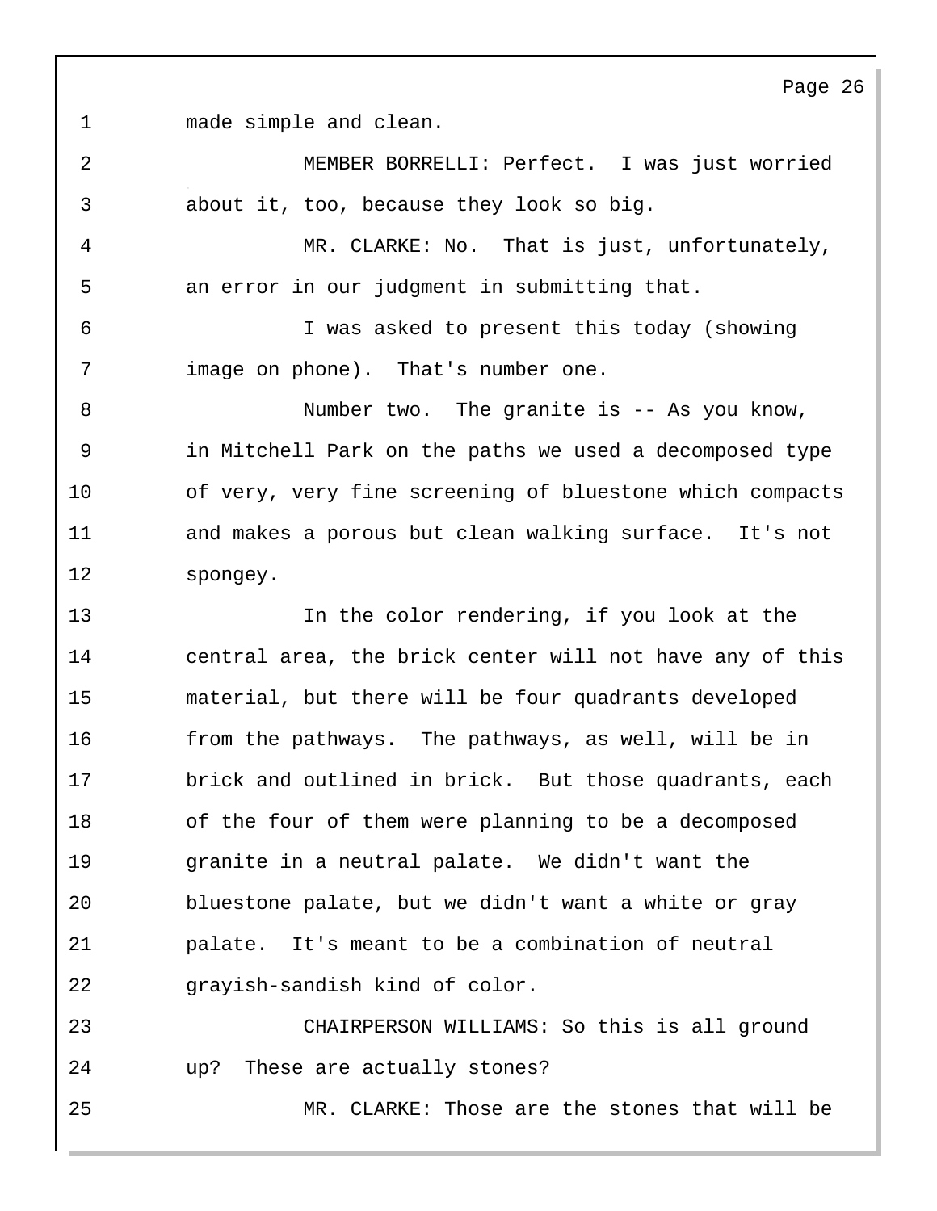made simple and clean.

MEMBER BORRELLI: Perfect. I was just worried about it, too, because they look so big.

MR. CLARKE: No. That is just, unfortunately, an error in our judgment in submitting that.

I was asked to present this today (showing image on phone). That's number one.

Number two. The granite is -- As you know, in Mitchell Park on the paths we used a decomposed type of very, very fine screening of bluestone which compacts and makes a porous but clean walking surface. It's not spongey.

In the color rendering, if you look at the central area, the brick center will not have any of this material, but there will be four quadrants developed from the pathways. The pathways, as well, will be in brick and outlined in brick. But those quadrants, each of the four of them were planning to be a decomposed granite in a neutral palate. We didn't want the bluestone palate, but we didn't want a white or gray palate. It's meant to be a combination of neutral grayish-sandish kind of color.

CHAIRPERSON WILLIAMS: So this is all ground up? These are actually stones?

MR. CLARKE: Those are the stones that will be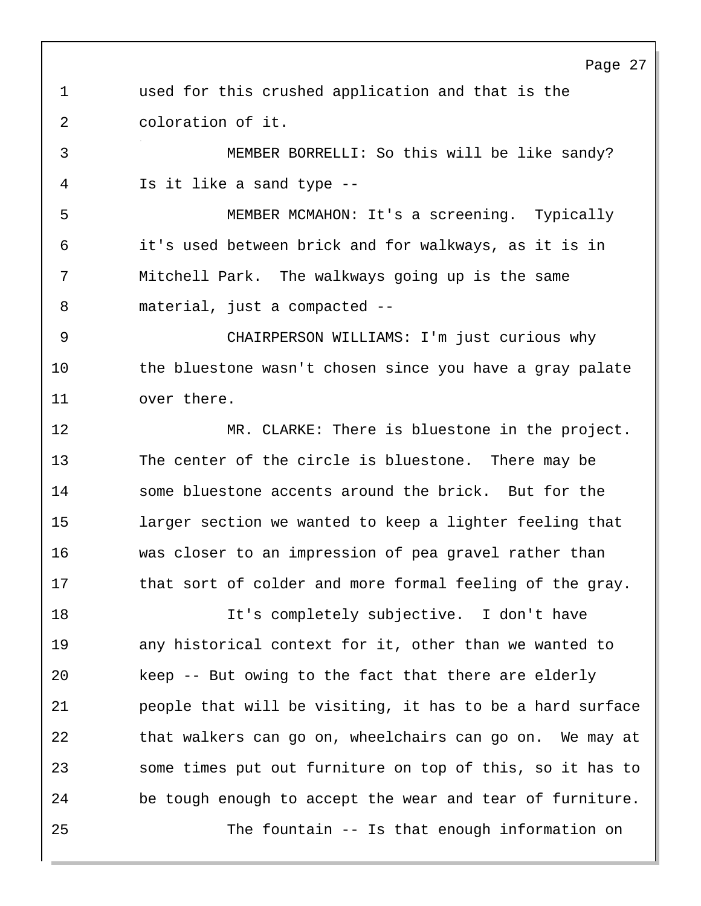used for this crushed application and that is the coloration of it.

MEMBER BORRELLI: So this will be like sandy? Is it like a sand type --

MEMBER MCMAHON: It's a screening. Typically it's used between brick and for walkways, as it is in Mitchell Park. The walkways going up is the same material, just a compacted --

CHAIRPERSON WILLIAMS: I'm just curious why the bluestone wasn't chosen since you have a gray palate over there.

MR. CLARKE: There is bluestone in the project. The center of the circle is bluestone. There may be some bluestone accents around the brick. But for the larger section we wanted to keep a lighter feeling that was closer to an impression of pea gravel rather than that sort of colder and more formal feeling of the gray.

It's completely subjective. I don't have any historical context for it, other than we wanted to keep -- But owing to the fact that there are elderly people that will be visiting, it has to be a hard surface that walkers can go on, wheelchairs can go on. We may at some times put out furniture on top of this, so it has to be tough enough to accept the wear and tear of furniture.

The fountain -- Is that enough information on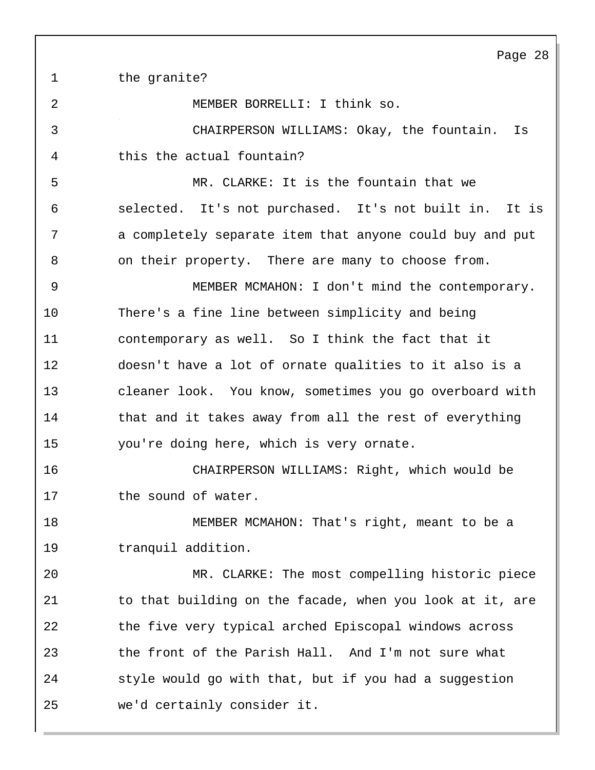the granite?

MEMBER BORRELLI: I think so.

CHAIRPERSON WILLIAMS: Okay, the fountain. Is this the actual fountain?

MR. CLARKE: It is the fountain that we selected. It's not purchased. It's not built in. It is a completely separate item that anyone could buy and put on their property. There are many to choose from.

MEMBER MCMAHON: I don't mind the contemporary. There's a fine line between simplicity and being contemporary as well. So I think the fact that it doesn't have a lot of ornate qualities to it also is a cleaner look. You know, sometimes you go overboard with that and it takes away from all the rest of everything you're doing here, which is very ornate.

CHAIRPERSON WILLIAMS: Right, which would be the sound of water.

MEMBER MCMAHON: That's right, meant to be a tranquil addition.

MR. CLARKE: The most compelling historic piece to that building on the facade, when you look at it, are the five very typical arched Episcopal windows across the front of the Parish Hall. And I'm not sure what style would go with that, but if you had a suggestion we'd certainly consider it.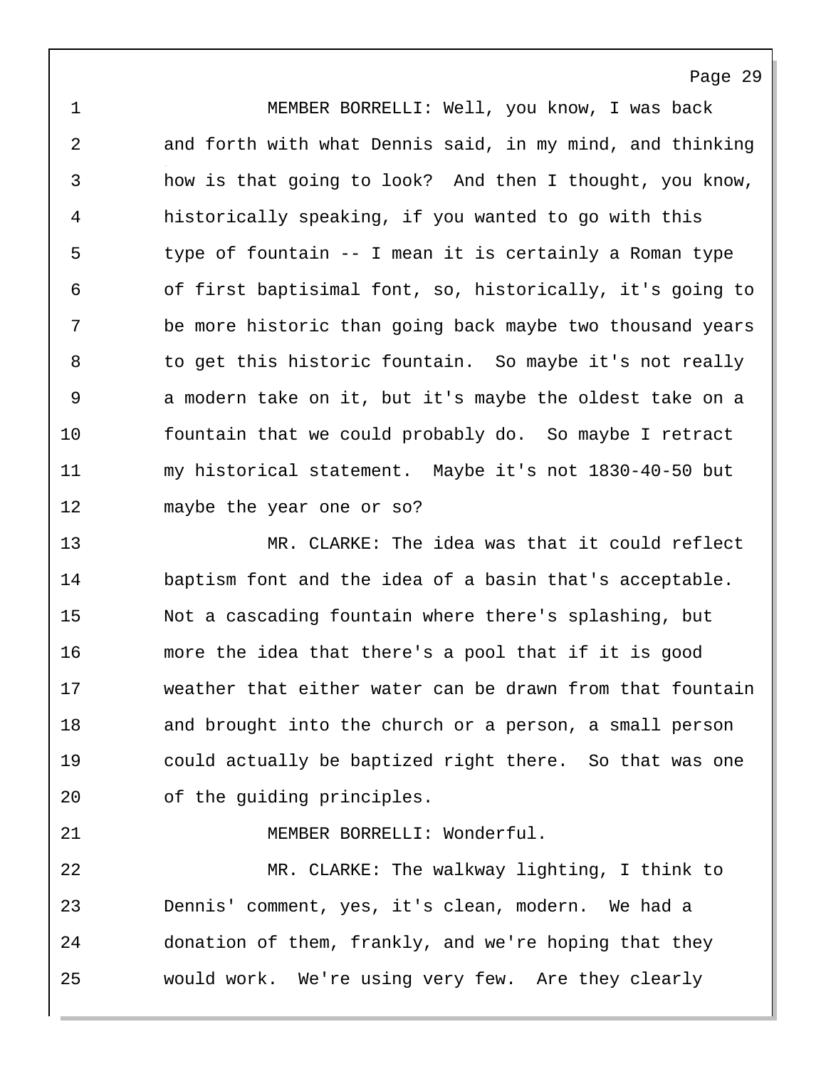MEMBER BORRELLI: Well, you know, I was back and forth with what Dennis said, in my mind, and thinking how is that going to look? And then I thought, you know, historically speaking, if you wanted to go with this type of fountain -- I mean it is certainly a Roman type of first baptisimal font, so, historically, it's going to be more historic than going back maybe two thousand years to get this historic fountain. So maybe it's not really a modern take on it, but it's maybe the oldest take on a fountain that we could probably do. So maybe I retract my historical statement. Maybe it's not 1830-40-50 but maybe the year one or so?

MR. CLARKE: The idea was that it could reflect baptism font and the idea of a basin that's acceptable. Not a cascading fountain where there's splashing, but more the idea that there's a pool that if it is good weather that either water can be drawn from that fountain and brought into the church or a person, a small person could actually be baptized right there. So that was one of the guiding principles.

MEMBER BORRELLI: Wonderful.

MR. CLARKE: The walkway lighting, I think to Dennis' comment, yes, it's clean, modern. We had a donation of them, frankly, and we're hoping that they would work. We're using very few. Are they clearly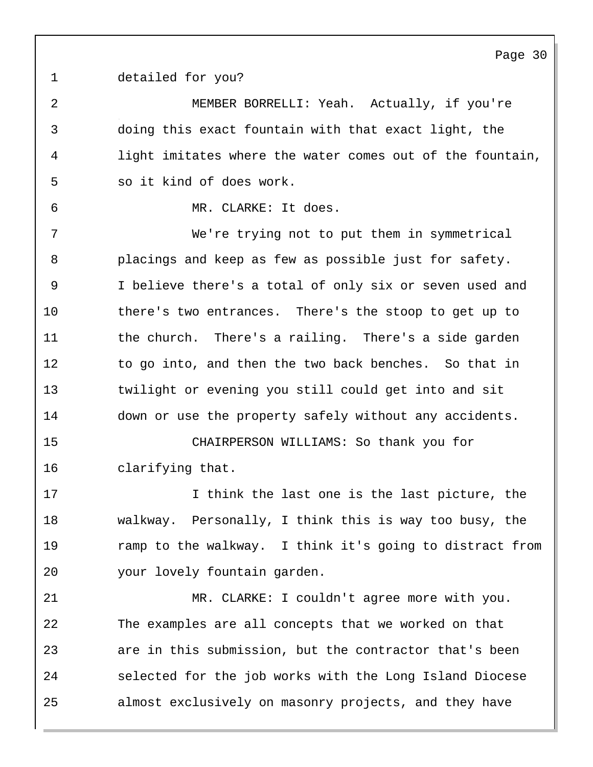detailed for you?

MEMBER BORRELLI: Yeah. Actually, if you're doing this exact fountain with that exact light, the light imitates where the water comes out of the fountain, so it kind of does work.

MR. CLARKE: It does.

We're trying not to put them in symmetrical placings and keep as few as possible just for safety. I believe there's a total of only six or seven used and there's two entrances. There's the stoop to get up to the church. There's a railing. There's a side garden to go into, and then the two back benches. So that in twilight or evening you still could get into and sit down or use the property safely without any accidents.

CHAIRPERSON WILLIAMS: So thank you for clarifying that.

I think the last one is the last picture, the walkway. Personally, I think this is way too busy, the ramp to the walkway. I think it's going to distract from your lovely fountain garden.

MR. CLARKE: I couldn't agree more with you. The examples are all concepts that we worked on that are in this submission, but the contractor that's been selected for the job works with the Long Island Diocese almost exclusively on masonry projects, and they have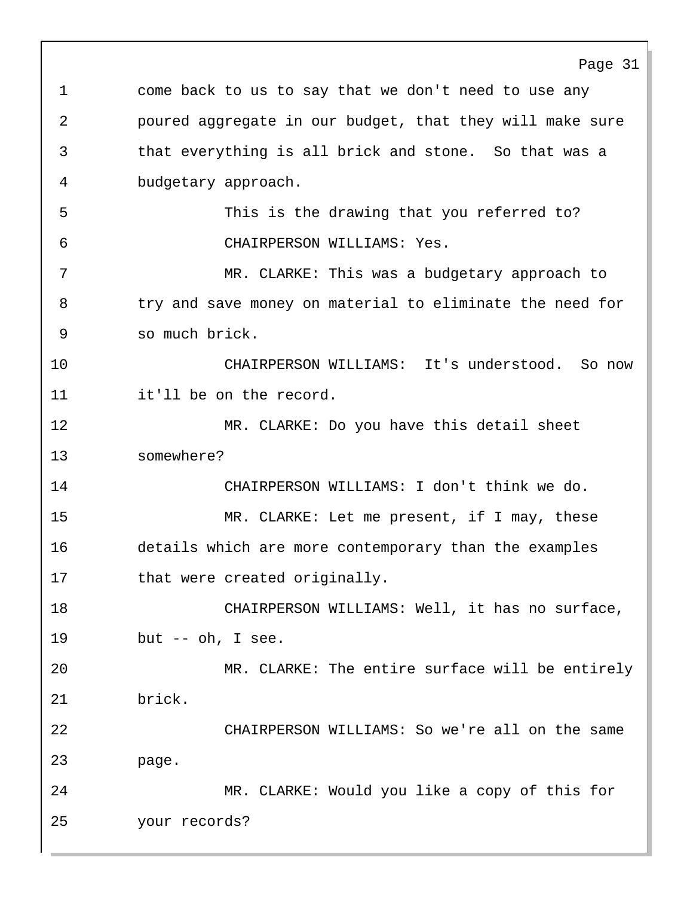come back to us to say that we don't need to use any poured aggregate in our budget, that they will make sure that everything is all brick and stone. So that was a budgetary approach.

This is the drawing that you referred to?

CHAIRPERSON WILLIAMS: Yes.

MR. CLARKE: This was a budgetary approach to try and save money on material to eliminate the need for so much brick.

CHAIRPERSON WILLIAMS: It's understood. So now it'll be on the record.

MR. CLARKE: Do you have this detail sheet somewhere?

CHAIRPERSON WILLIAMS: I don't think we do.

MR. CLARKE: Let me present, if I may, these details which are more contemporary than the examples that were created originally.

CHAIRPERSON WILLIAMS: Well, it has no surface, but -- oh, I see.

MR. CLARKE: The entire surface will be entirely brick.

CHAIRPERSON WILLIAMS: So we're all on the same page.

MR. CLARKE: Would you like a copy of this for your records?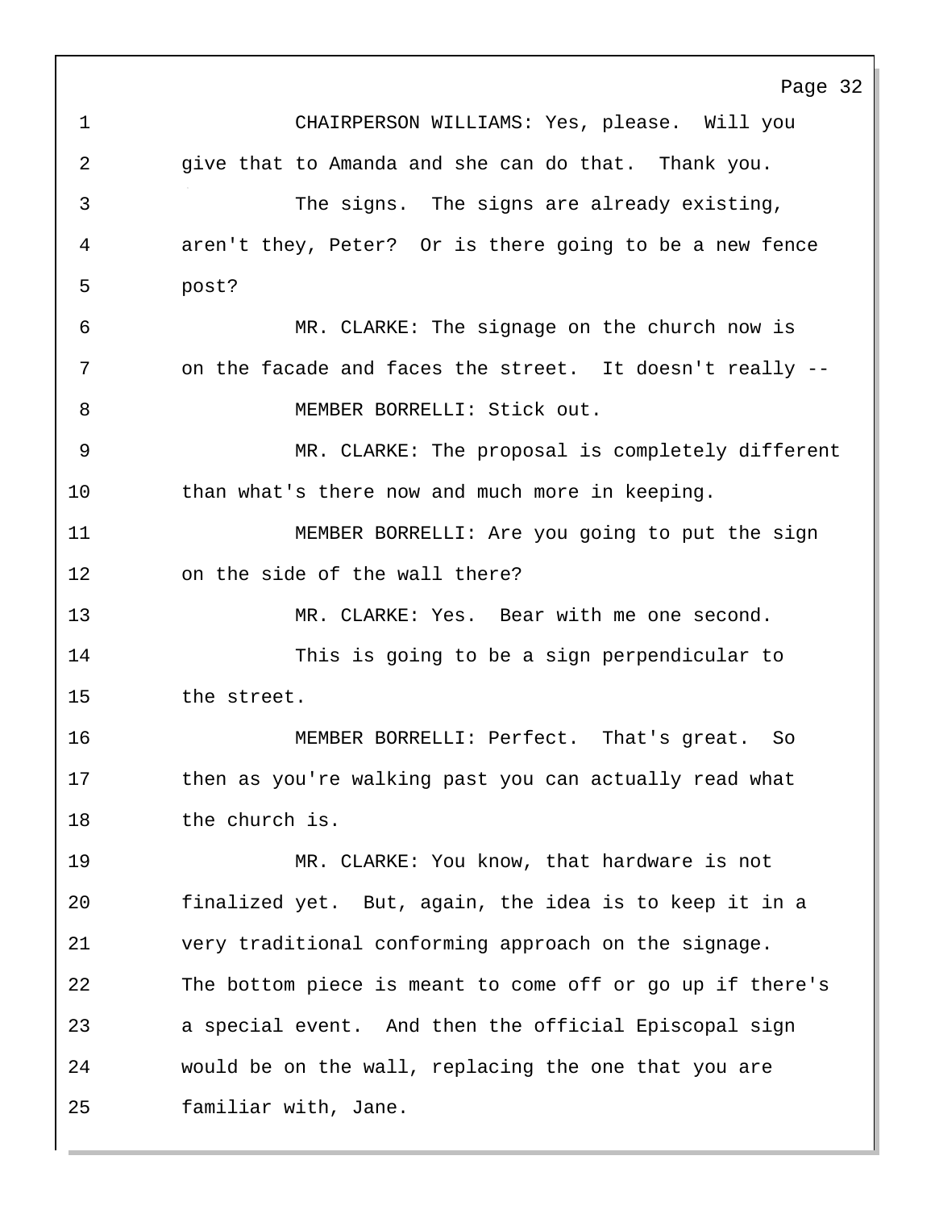CHAIRPERSON WILLIAMS: Yes, please. Will you give that to Amanda and she can do that. Thank you.

The signs. The signs are already existing, aren't they, Peter? Or is there going to be a new fence post?

MR. CLARKE: The signage on the church now is on the facade and faces the street. It doesn't really --

MEMBER BORRELLI: Stick out.

MR. CLARKE: The proposal is completely different than what's there now and much more in keeping.

MEMBER BORRELLI: Are you going to put the sign on the side of the wall there?

MR. CLARKE: Yes. Bear with me one second.

This is going to be a sign perpendicular to the street.

MEMBER BORRELLI: Perfect. That's great. So then as you're walking past you can actually read what the church is.

MR. CLARKE: You know, that hardware is not finalized yet. But, again, the idea is to keep it in a very traditional conforming approach on the signage. The bottom piece is meant to come off or go up if there's a special event. And then the official Episcopal sign would be on the wall, replacing the one that you are familiar with, Jane.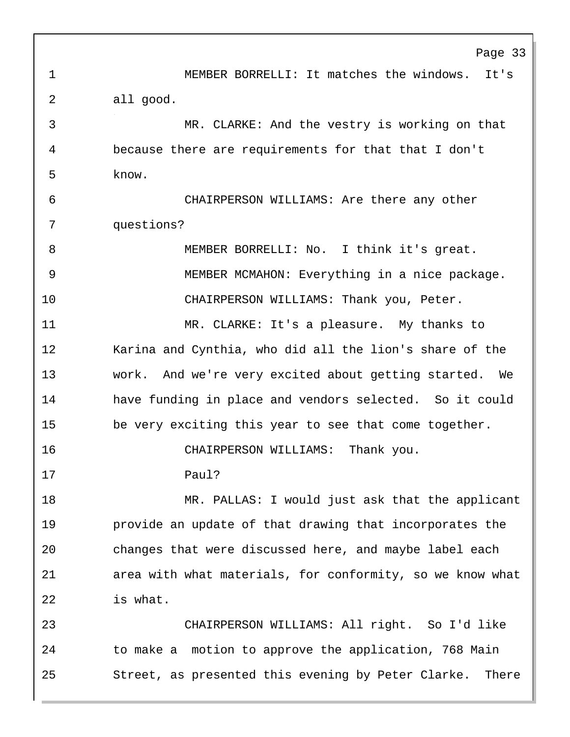MEMBER BORRELLI: It matches the windows. It's all good.

MR. CLARKE: And the vestry is working on that because there are requirements for that that I don't know.

CHAIRPERSON WILLIAMS: Are there any other questions?

MEMBER BORRELLI: No. I think it's great.

MEMBER MCMAHON: Everything in a nice package.

CHAIRPERSON WILLIAMS: Thank you, Peter.

MR. CLARKE: It's a pleasure. My thanks to Karina and Cynthia, who did all the lion's share of the work. And we're very excited about getting started. We have funding in place and vendors selected. So it could be very exciting this year to see that come together.

CHAIRPERSON WILLIAMS: Thank you.

Paul?

MR. PALLAS: I would just ask that the applicant provide an update of that drawing that incorporates the changes that were discussed here, and maybe label each area with what materials, for conformity, so we know what is what.

CHAIRPERSON WILLIAMS: All right. So I'd like to make a motion to approve the application, 768 Main Street, as presented this evening by Peter Clarke. There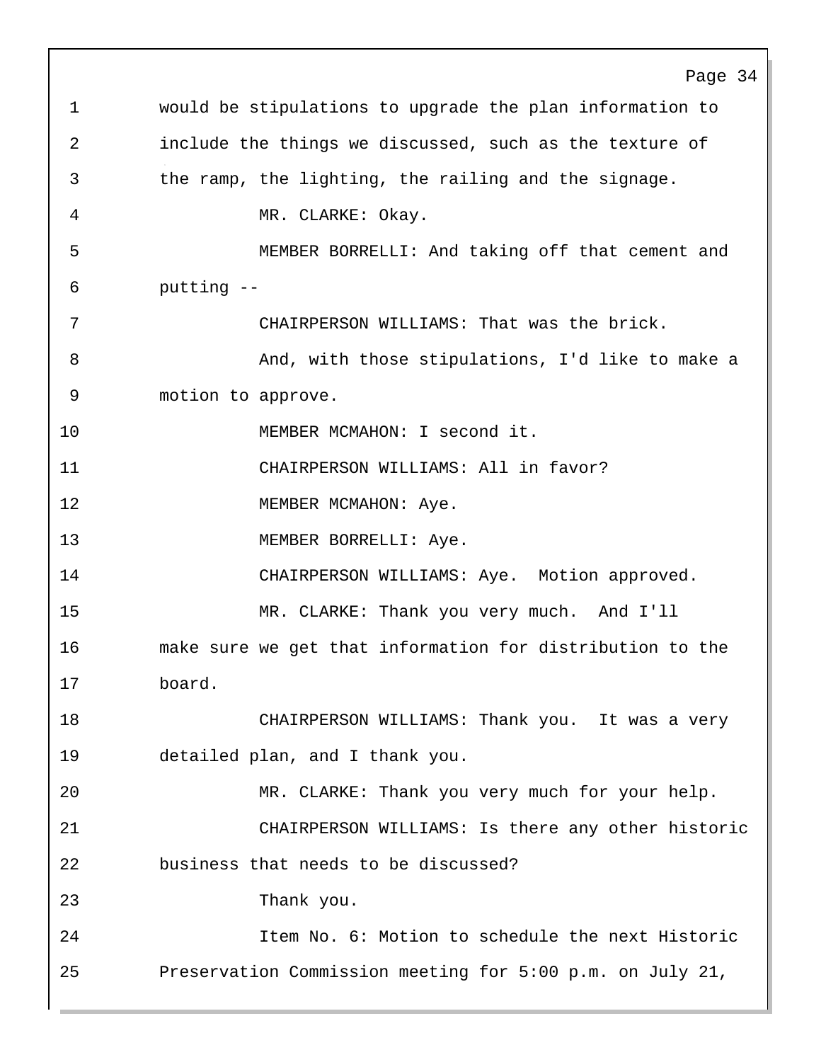1 would be stipulations to upgrade the plan information to
2 include the things we discussed, such as the texture of
3 the ramp, the lighting, the railing and the signage.
4 MR. CLARKE: Okay.
5 MEMBER BORRELLI: And taking off that cement and
6 putting --
7 CHAIRPERSON WILLIAMS: That was the brick.
8 And, with those stipulations, I'd like to make a
9 motion to approve.
10 MEMBER MCMAHON: I second it.
11 CHAIRPERSON WILLIAMS: All in favor?
12 MEMBER MCMAHON: Aye.
13 MEMBER BORRELLI: Aye.
14 CHAIRPERSON WILLIAMS: Aye. Motion approved.
15 MR. CLARKE: Thank you very much. And I'll
16 make sure we get that information for distribution to the
17 board.
18 CHAIRPERSON WILLIAMS: Thank you. It was a very
19 detailed plan, and I thank you.
20 MR. CLARKE: Thank you very much for your help.
21 CHAIRPERSON WILLIAMS: Is there any other historic
22 business that needs to be discussed?
23 Thank you.
24 Item No. 6: Motion to schedule the next Historic
25 Preservation Commission meeting for 5:00 p.m. on July 21,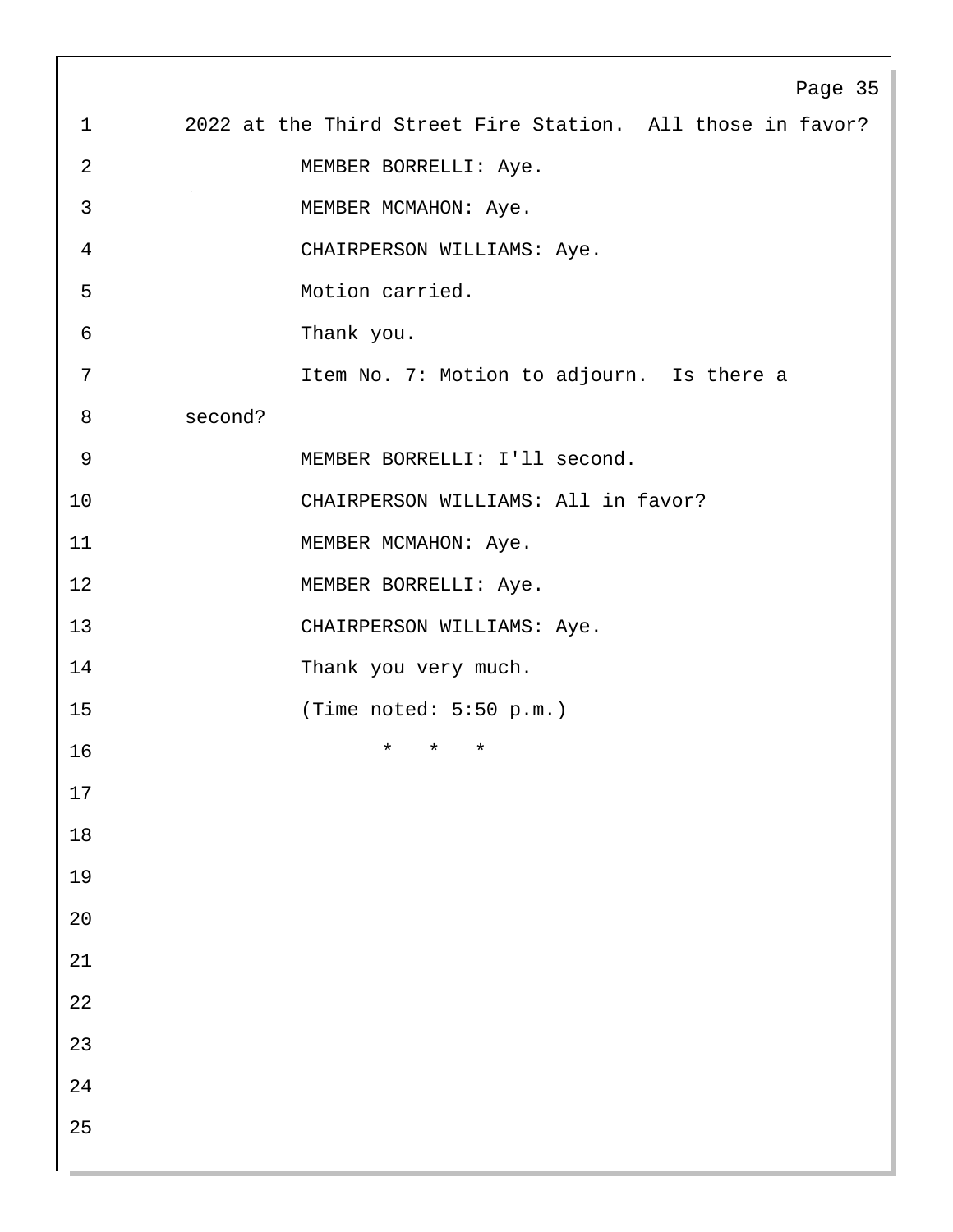2022 at the Third Street Fire Station. All those in favor?

MEMBER BORRELLI: Aye.

MEMBER MCMAHON: Aye.

CHAIRPERSON WILLIAMS: Aye.

Motion carried.

Thank you.

Item No. 7: Motion to adjourn. Is there a second?

MEMBER BORRELLI: I'll second.

CHAIRPERSON WILLIAMS: All in favor?

MEMBER MCMAHON: Aye.

MEMBER BORRELLI: Aye.

CHAIRPERSON WILLIAMS: Aye.

Thank you very much.

(Time noted: 5:50 p.m.)

\*   \*   \*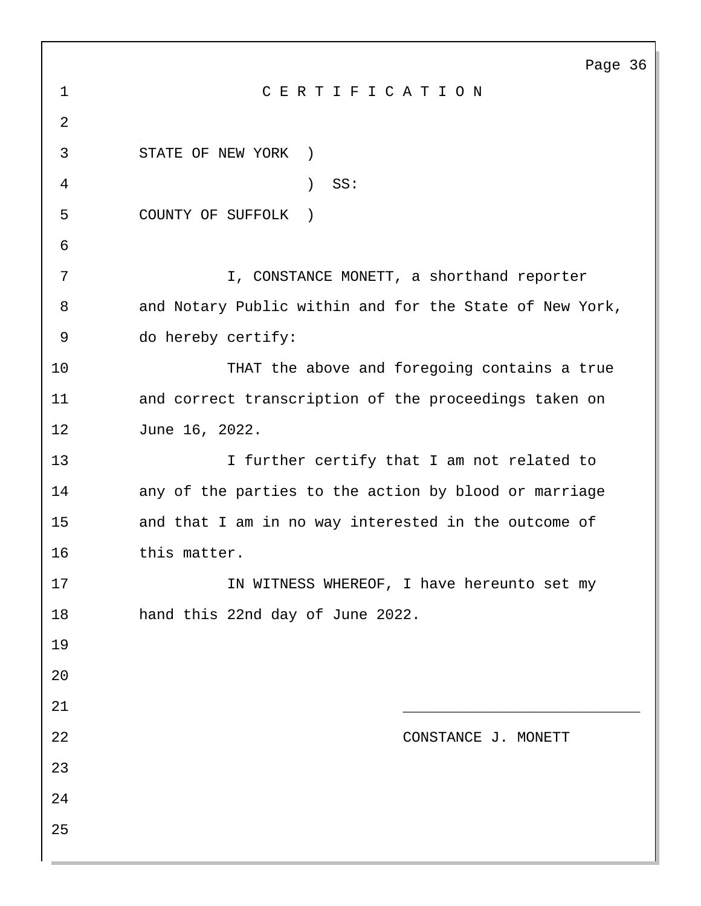# C E R T I F I C A T I O N

STATE OF NEW YORK )
) SS:
COUNTY OF SUFFOLK )

I, CONSTANCE MONETT, a shorthand reporter and Notary Public within and for the State of New York, do hereby certify:

THAT the above and foregoing contains a true and correct transcription of the proceedings taken on June 16, 2022.

I further certify that I am not related to any of the parties to the action by blood or marriage and that I am in no way interested in the outcome of this matter.

IN WITNESS WHEREOF, I have hereunto set my hand this 22nd day of June 2022.

___________________________

CONSTANCE J. MONETT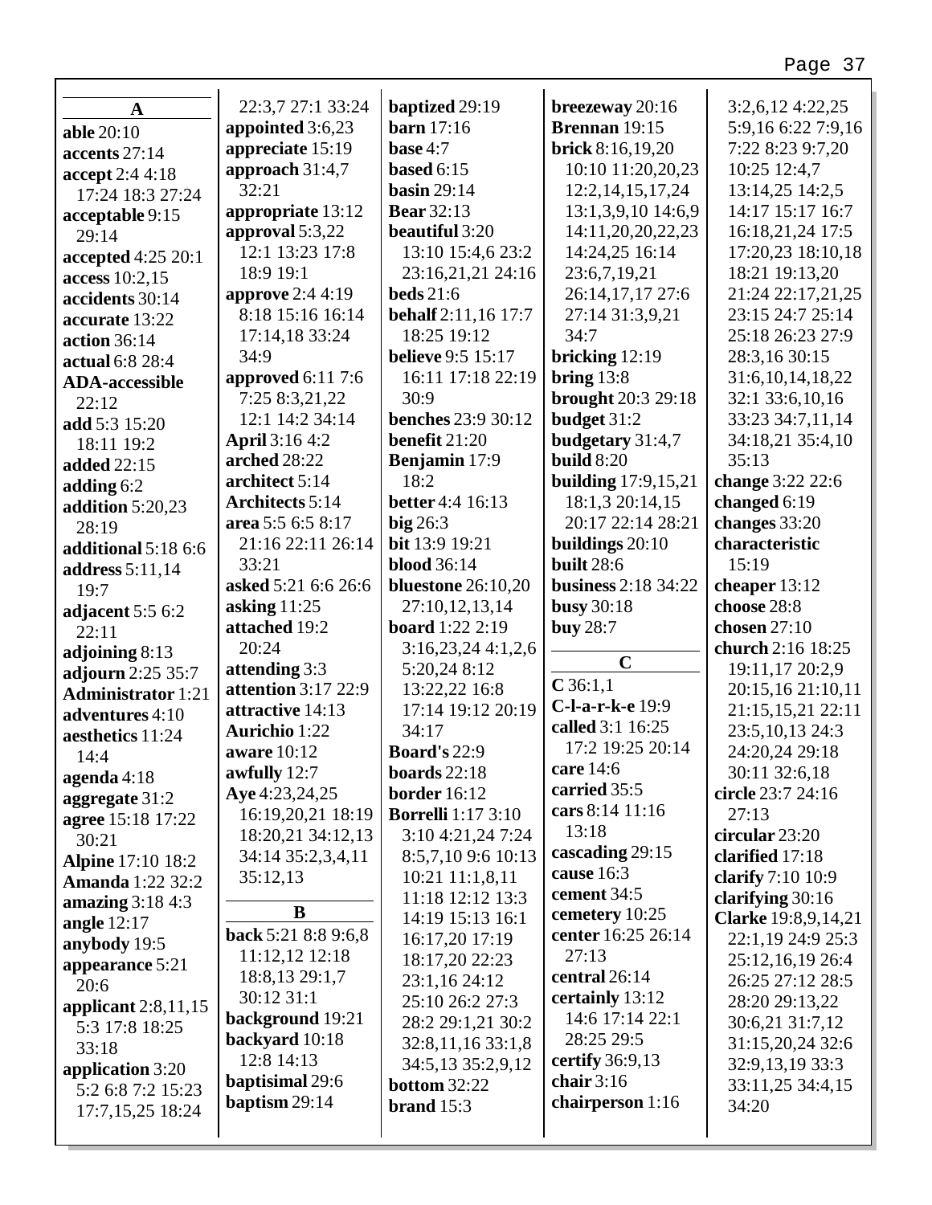## A

**able** 20:10
**accents** 27:14
**accept** 2:4 4:18 17:24 18:3 27:24
**acceptable** 9:15 29:14
**accepted** 4:25 20:1
**access** 10:2,15
**accidents** 30:14
**accurate** 13:22
**action** 36:14
**actual** 6:8 28:4
**ADA-accessible** 22:12
**add** 5:3 15:20 18:11 19:2
**added** 22:15
**adding** 6:2
**addition** 5:20,23 28:19
**additional** 5:18 6:6
**address** 5:11,14 19:7
**adjacent** 5:5 6:2 22:11
**adjoining** 8:13
**adjourn** 2:25 35:7
**Administrator** 1:21
**adventures** 4:10
**aesthetics** 11:24 14:4
**agenda** 4:18
**aggregate** 31:2
**agree** 15:18 17:22 30:21
**Alpine** 17:10 18:2
**Amanda** 1:22 32:2
**amazing** 3:18 4:3
**angle** 12:17
**anybody** 19:5
**appearance** 5:21 20:6
**applicant** 2:8,11,15 5:3 17:8 18:25 33:18
**application** 3:20 5:2 6:8 7:2 15:23 17:7,15,25 18:24 22:3,7 27:1 33:24
**appointed** 3:6,23
**appreciate** 15:19
**approach** 31:4,7 32:21
**appropriate** 13:12
**approval** 5:3,22 12:1 13:23 17:8 18:9 19:1
**approve** 2:4 4:19 8:18 15:16 16:14 17:14,18 33:24 34:9
**approved** 6:11 7:6 7:25 8:3,21,22 12:1 14:2 34:14
**April** 3:16 4:2
**arched** 28:22
**architect** 5:14
**Architects** 5:14
**area** 5:5 6:5 8:17 21:16 22:11 26:14 33:21
**asked** 5:21 6:6 26:6
**asking** 11:25
**attached** 19:2 20:24
**attending** 3:3
**attention** 3:17 22:9
**attractive** 14:13
**Aurichio** 1:22
**aware** 10:12
**awfully** 12:7
**Aye** 4:23,24,25 16:19,20,21 18:19 18:20,21 34:12,13 34:14 35:2,3,4,11 35:12,13

## B

**back** 5:21 8:8 9:6,8 11:12,12 12:18 18:8,13 29:1,7 30:12 31:1
**background** 19:21
**backyard** 10:18 12:8 14:13
**baptisimal** 29:6
**baptism** 29:14
**baptized** 29:19
**barn** 17:16
**base** 4:7
**based** 6:15
**basin** 29:14
**Bear** 32:13
**beautiful** 3:20 13:10 15:4,6 23:2 23:16,21,21 24:16
**beds** 21:6
**behalf** 2:11,16 17:7 18:25 19:12
**believe** 9:5 15:17 16:11 17:18 22:19 30:9
**benches** 23:9 30:12
**benefit** 21:20
**Benjamin** 17:9 18:2
**better** 4:4 16:13
**big** 26:3
**bit** 13:9 19:21
**blood** 36:14
**bluestone** 26:10,20 27:10,12,13,14
**board** 1:22 2:19 3:16,23,24 4:1,2,6 5:20,24 8:12 13:22,22 16:8 17:14 19:12 20:19 34:17
**Board's** 22:9
**boards** 22:18
**border** 16:12
**Borrelli** 1:17 3:10 3:10 4:21,24 7:24 8:5,7,10 9:6 10:13 10:21 11:1,8,11 11:18 12:12 13:3 14:19 15:13 16:1 16:17,20 17:19 18:17,20 22:23 23:1,16 24:12 25:10 26:2 27:3 28:2 29:1,21 30:2 32:8,11,16 33:1,8 34:5,13 35:2,9,12
**bottom** 32:22
**brand** 15:3
**breezeway** 20:16
**Brennan** 19:15
**brick** 8:16,19,20 10:10 11:20,20,23 12:2,14,15,17,24 13:1,3,9,10 14:6,9 14:11,20,20,22,23 14:24,25 16:14 23:6,7,19,21 26:14,17,17 27:6 27:14 31:3,9,21 34:7
**bricking** 12:19
**bring** 13:8
**brought** 20:3 29:18
**budget** 31:2
**budgetary** 31:4,7
**build** 8:20
**building** 17:9,15,21 18:1,3 20:14,15 20:17 22:14 28:21
**buildings** 20:10
**built** 28:6
**business** 2:18 34:22
**busy** 30:18
**buy** 28:7

## C

**C** 36:1,1
**C-l-a-r-k-e** 19:9
**called** 3:1 16:25 17:2 19:25 20:14
**care** 14:6
**carried** 35:5
**cars** 8:14 11:16 13:18
**cascading** 29:15
**cause** 16:3
**cement** 34:5
**cemetery** 10:25
**center** 16:25 26:14 27:13
**central** 26:14
**certainly** 13:12 14:6 17:14 22:1 28:25 29:5
**certify** 36:9,13
**chair** 3:16
**chairperson** 1:16 3:2,6,12 4:22,25 5:9,16 6:22 7:9,16 7:22 8:23 9:7,20 10:25 12:4,7 13:14,25 14:2,5 14:17 15:17 16:7 16:18,21,24 17:5 17:20,23 18:10,18 18:21 19:13,20 21:24 22:17,21,25 23:15 24:7 25:14 25:18 26:23 27:9 28:3,16 30:15 31:6,10,14,18,22 32:1 33:6,10,16 33:23 34:7,11,14 34:18,21 35:4,10 35:13
**change** 3:22 22:6
**changed** 6:19
**changes** 33:20
**characteristic** 15:19
**cheaper** 13:12
**choose** 28:8
**chosen** 27:10
**church** 2:16 18:25 19:11,17 20:2,9 20:15,16 21:10,11 21:15,15,21 22:11 23:5,10,13 24:3 24:20,24 29:18 30:11 32:6,18
**circle** 23:7 24:16 27:13
**circular** 23:20
**clarified** 17:18
**clarify** 7:10 10:9
**clarifying** 30:16
**Clarke** 19:8,9,14,21 22:1,19 24:9 25:3 25:12,16,19 26:4 26:25 27:12 28:5 28:20 29:13,22 30:6,21 31:7,12 31:15,20,24 32:6 32:9,13,19 33:3 33:11,25 34:4,15 34:20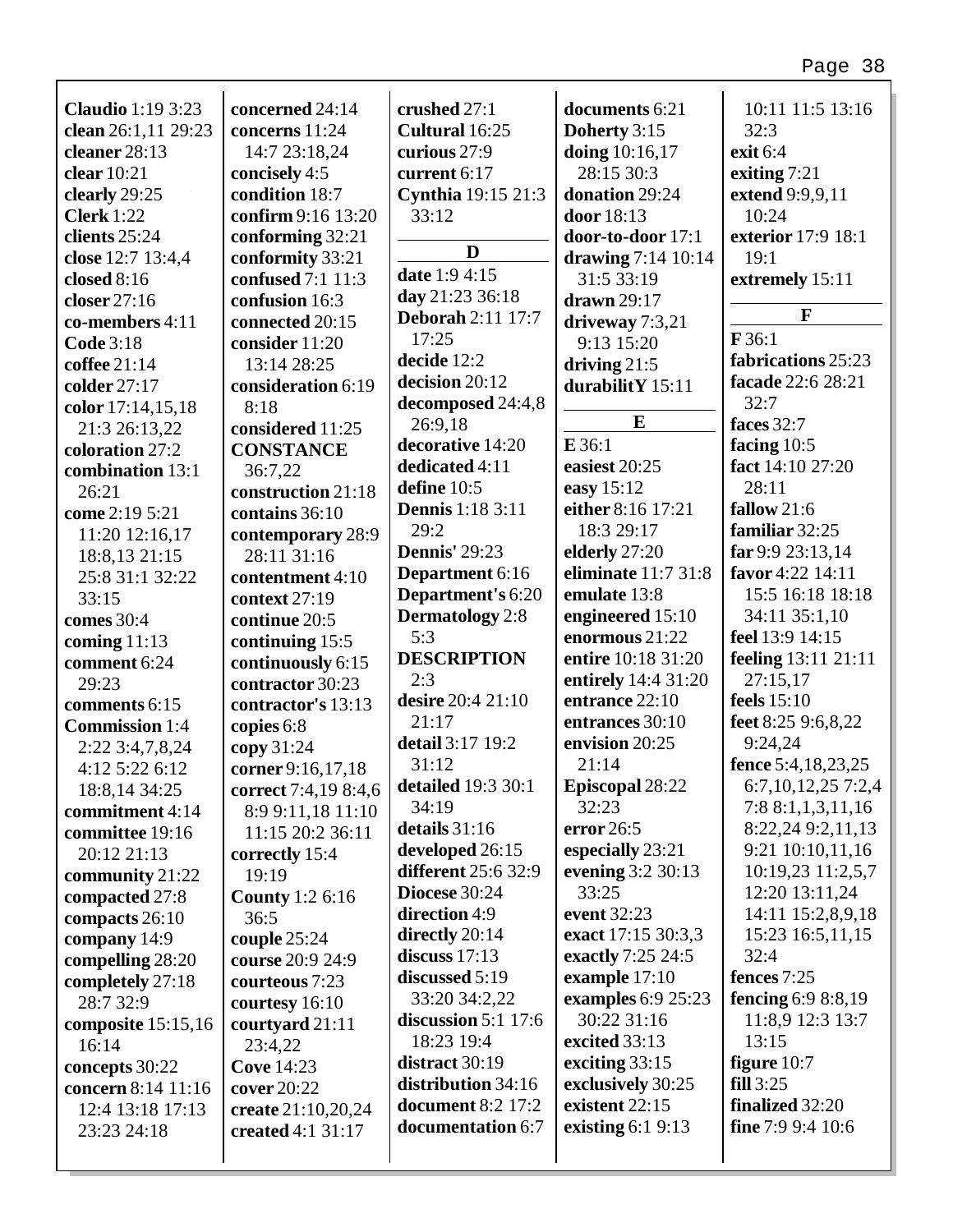**Claudio** 1:19 3:23
**clean** 26:1,11 29:23
**cleaner** 28:13
**clear** 10:21
**clearly** 29:25
**Clerk** 1:22
**clients** 25:24
**close** 12:7 13:4,4
**closed** 8:16
**closer** 27:16
**co-members** 4:11
**Code** 3:18
**coffee** 21:14
**colder** 27:17
**color** 17:14,15,18 21:3 26:13,22
**coloration** 27:2
**combination** 13:1 26:21
**come** 2:19 5:21 11:20 12:16,17 18:8,13 21:15 25:8 31:1 32:22 33:15
**comes** 30:4
**coming** 11:13
**comment** 6:24 29:23
**comments** 6:15
**Commission** 1:4 2:22 3:4,7,8,24 4:12 5:22 6:12 18:8,14 34:25
**commitment** 4:14
**committee** 19:16 20:12 21:13
**community** 21:22
**compacted** 27:8
**compacts** 26:10
**company** 14:9
**compelling** 28:20
**completely** 27:18 28:7 32:9
**composite** 15:15,16 16:14
**concepts** 30:22
**concern** 8:14 11:16 12:4 13:18 17:13 23:23 24:18
**concerned** 24:14
**concerns** 11:24 14:7 23:18,24
**concisely** 4:5
**condition** 18:7
**confirm** 9:16 13:20
**conforming** 32:21
**conformity** 33:21
**confused** 7:1 11:3
**confusion** 16:3
**connected** 20:15
**consider** 11:20 13:14 28:25
**consideration** 6:19 8:18
**considered** 11:25
**CONSTANCE** 36:7,22
**construction** 21:18
**contains** 36:10
**contemporary** 28:9 28:11 31:16
**contentment** 4:10
**context** 27:19
**continue** 20:5
**continuing** 15:5
**continuously** 6:15
**contractor** 30:23
**contractor's** 13:13
**copies** 6:8
**copy** 31:24
**corner** 9:16,17,18
**correct** 7:4,19 8:4,6 8:9 9:11,18 11:10 11:15 20:2 36:11
**correctly** 15:4 19:19
**County** 1:2 6:16 36:5
**couple** 25:24
**course** 20:9 24:9
**courteous** 7:23
**courtesy** 16:10
**courtyard** 21:11 23:4,22
**Cove** 14:23
**cover** 20:22
**create** 21:10,20,24
**created** 4:1 31:17
**crushed** 27:1
**Cultural** 16:25
**curious** 27:9
**current** 6:17
**Cynthia** 19:15 21:3 33:12

**D**

**date** 1:9 4:15
**day** 21:23 36:18
**Deborah** 2:11 17:7 17:25
**decide** 12:2
**decision** 20:12
**decomposed** 24:4,8 26:9,18
**decorative** 14:20
**dedicated** 4:11
**define** 10:5
**Dennis** 1:18 3:11 29:2
**Dennis'** 29:23
**Department** 6:16
**Department's** 6:20
**Dermatology** 2:8 5:3
**DESCRIPTION** 2:3
**desire** 20:4 21:10 21:17
**detail** 3:17 19:2 31:12
**detailed** 19:3 30:1 34:19
**details** 31:16
**developed** 26:15
**different** 25:6 32:9
**Diocese** 30:24
**direction** 4:9
**directly** 20:14
**discuss** 17:13
**discussed** 5:19 33:20 34:2,22
**discussion** 5:1 17:6 18:23 19:4
**distract** 30:19
**distribution** 34:16
**document** 8:2 17:2
**documentation** 6:7
**documents** 6:21
**Doherty** 3:15
**doing** 10:16,17 28:15 30:3
**donation** 29:24
**door** 18:13
**door-to-door** 17:1
**drawing** 7:14 10:14 31:5 33:19
**drawn** 29:17
**driveway** 7:3,21 9:13 15:20
**driving** 21:5
**durabilitY** 15:11

**E**

**E** 36:1
**easiest** 20:25
**easy** 15:12
**either** 8:16 17:21 18:3 29:17
**elderly** 27:20
**eliminate** 11:7 31:8
**emulate** 13:8
**engineered** 15:10
**enormous** 21:22
**entire** 10:18 31:20
**entirely** 14:4 31:20
**entrance** 22:10
**entrances** 30:10
**envision** 20:25 21:14
**Episcopal** 28:22 32:23
**error** 26:5
**especially** 23:21
**evening** 3:2 30:13 33:25
**event** 32:23
**exact** 17:15 30:3,3
**exactly** 7:25 24:5
**example** 17:10
**examples** 6:9 25:23 30:22 31:16
**excited** 33:13
**exciting** 33:15
**exclusively** 30:25
**existent** 22:15
**existing** 6:1 9:13 10:11 11:5 13:16 32:3
**exit** 6:4
**exiting** 7:21
**extend** 9:9,9,11 10:24
**exterior** 17:9 18:1 19:1
**extremely** 15:11

**F**

**F** 36:1
**fabrications** 25:23
**facade** 22:6 28:21 32:7
**faces** 32:7
**facing** 10:5
**fact** 14:10 27:20 28:11
**fallow** 21:6
**familiar** 32:25
**far** 9:9 23:13,14
**favor** 4:22 14:11 15:5 16:18 18:18 34:11 35:1,10
**feel** 13:9 14:15
**feeling** 13:11 21:11 27:15,17
**feels** 15:10
**feet** 8:25 9:6,8,22 9:24,24
**fence** 5:4,18,23,25 6:7,10,12,25 7:2,4 7:8 8:1,1,3,11,16 8:22,24 9:2,11,13 9:21 10:10,11,16 10:19,23 11:2,5,7 12:20 13:11,24 14:11 15:2,8,9,18 15:23 16:5,11,15 32:4
**fences** 7:25
**fencing** 6:9 8:8,19 11:8,9 12:3 13:7 13:15
**figure** 10:7
**fill** 3:25
**finalized** 32:20
**fine** 7:9 9:4 10:6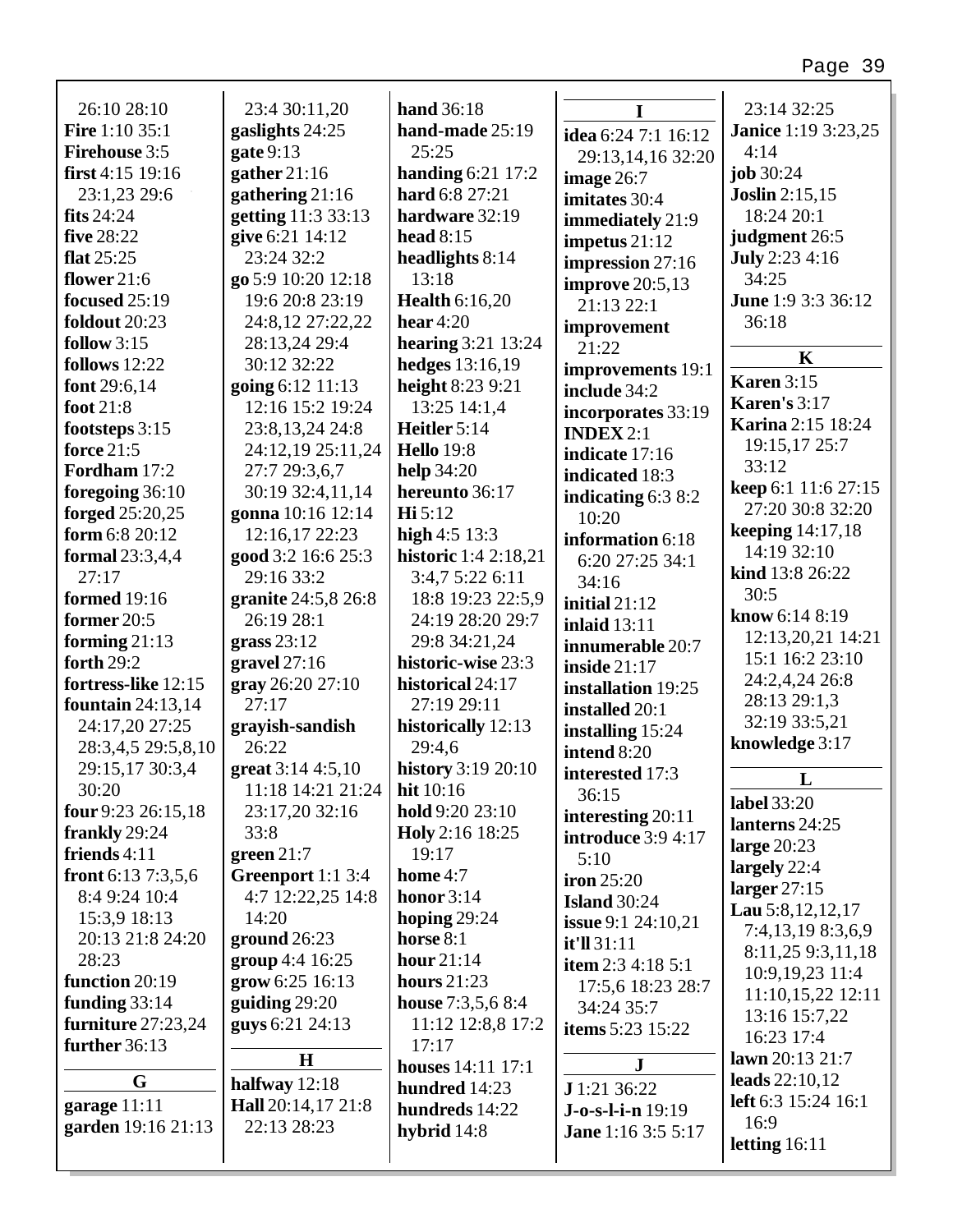26:10 28:10
**Fire** 1:10 35:1
**Firehouse** 3:5
**first** 4:15 19:16 23:1,23 29:6
**fits** 24:24
**five** 28:22
**flat** 25:25
**flower** 21:6
**focused** 25:19
**foldout** 20:23
**follow** 3:15
**follows** 12:22
**font** 29:6,14
**foot** 21:8
**footsteps** 3:15
**force** 21:5
**Fordham** 17:2
**foregoing** 36:10
**forged** 25:20,25
**form** 6:8 20:12
**formal** 23:3,4,4 27:17
**formed** 19:16
**former** 20:5
**forming** 21:13
**forth** 29:2
**fortress-like** 12:15
**fountain** 24:13,14 24:17,20 27:25 28:3,4,5 29:5,8,10 29:15,17 30:3,4 30:20
**four** 9:23 26:15,18
**frankly** 29:24
**friends** 4:11
**front** 6:13 7:3,5,6 8:4 9:24 10:4 15:3,9 18:13 20:13 21:8 24:20 28:23
**function** 20:19
**funding** 33:14
**furniture** 27:23,24
**further** 36:13

## G

**garage** 11:11
**garden** 19:16 21:13
23:4 30:11,20
**gaslights** 24:25
**gate** 9:13
**gather** 21:16
**gathering** 21:16
**getting** 11:3 33:13
**give** 6:21 14:12 23:24 32:2
**go** 5:9 10:20 12:18 19:6 20:8 23:19 24:8,12 27:22,22 28:13,24 29:4 30:12 32:22
**going** 6:12 11:13 12:16 15:2 19:24 23:8,13,24 24:8 24:12,19 25:11,24 27:7 29:3,6,7 30:19 32:4,11,14
**gonna** 10:16 12:14 12:16,17 22:23
**good** 3:2 16:6 25:3 29:16 33:2
**granite** 24:5,8 26:8 26:19 28:1
**grass** 23:12
**gravel** 27:16
**gray** 26:20 27:10 27:17
**grayish-sandish** 26:22
**great** 3:14 4:5,10 11:18 14:21 21:24 23:17,20 32:16 33:8
**green** 21:7
**Greenport** 1:1 3:4 4:7 12:22,25 14:8 14:20
**ground** 26:23
**group** 4:4 16:25
**grow** 6:25 16:13
**guiding** 29:20
**guys** 6:21 24:13

## H

**halfway** 12:18
**Hall** 20:14,17 21:8 22:13 28:23
**hand** 36:18
**hand-made** 25:19 25:25
**handing** 6:21 17:2
**hard** 6:8 27:21
**hardware** 32:19
**head** 8:15
**headlights** 8:14 13:18
**Health** 6:16,20
**hear** 4:20
**hearing** 3:21 13:24
**hedges** 13:16,19
**height** 8:23 9:21 13:25 14:1,4
**Heitler** 5:14
**Hello** 19:8
**help** 34:20
**hereunto** 36:17
**Hi** 5:12
**high** 4:5 13:3
**historic** 1:4 2:18,21 3:4,7 5:22 6:11 18:8 19:23 22:5,9 24:19 28:20 29:7 29:8 34:21,24
**historic-wise** 23:3
**historical** 24:17 27:19 29:11
**historically** 12:13 29:4,6
**history** 3:19 20:10
**hit** 10:16
**hold** 9:20 23:10
**Holy** 2:16 18:25 19:17
**home** 4:7
**honor** 3:14
**hoping** 29:24
**horse** 8:1
**hour** 21:14
**hours** 21:23
**house** 7:3,5,6 8:4 11:12 12:8,8 17:2 17:17
**houses** 14:11 17:1
**hundred** 14:23
**hundreds** 14:22
**hybrid** 14:8

## I

**idea** 6:24 7:1 16:12 29:13,14,16 32:20
**image** 26:7
**imitates** 30:4
**immediately** 21:9
**impetus** 21:12
**impression** 27:16
**improve** 20:5,13 21:13 22:1
**improvement** 21:22
**improvements** 19:1
**include** 34:2
**incorporates** 33:19
**INDEX** 2:1
**indicate** 17:16
**indicated** 18:3
**indicating** 6:3 8:2 10:20
**information** 6:18 6:20 27:25 34:1 34:16
**initial** 21:12
**inlaid** 13:11
**innumerable** 20:7
**inside** 21:17
**installation** 19:25
**installed** 20:1
**installing** 15:24
**intend** 8:20
**interested** 17:3 36:15
**interesting** 20:11
**introduce** 3:9 4:17 5:10
**iron** 25:20
**Island** 30:24
**issue** 9:1 24:10,21
**it'll** 31:11
**item** 2:3 4:18 5:1 17:5,6 18:23 28:7 34:24 35:7
**items** 5:23 15:22

## J

**J** 1:21 36:22
**J-o-s-l-i-n** 19:19
**Jane** 1:16 3:5 5:17
23:14 32:25
**Janice** 1:19 3:23,25 4:14
**job** 30:24
**Joslin** 2:15,15 18:24 20:1
**judgment** 26:5
**July** 2:23 4:16 34:25
**June** 1:9 3:3 36:12 36:18

## K

**Karen** 3:15
**Karen's** 3:17
**Karina** 2:15 18:24 19:15,17 25:7 33:12
**keep** 6:1 11:6 27:15 27:20 30:8 32:20
**keeping** 14:17,18 14:19 32:10
**kind** 13:8 26:22 30:5
**know** 6:14 8:19 12:13,20,21 14:21 15:1 16:2 23:10 24:2,4,24 26:8 28:13 29:1,3 32:19 33:5,21
**knowledge** 3:17

## L

**label** 33:20
**lanterns** 24:25
**large** 20:23
**largely** 22:4
**larger** 27:15
**Lau** 5:8,12,12,17 7:4,13,19 8:3,6,9 8:11,25 9:3,11,18 10:9,19,23 11:4 11:10,15,22 12:11 13:16 15:7,22 16:23 17:4
**lawn** 20:13 21:7
**leads** 22:10,12
**left** 6:3 15:24 16:1 16:9
**letting** 16:11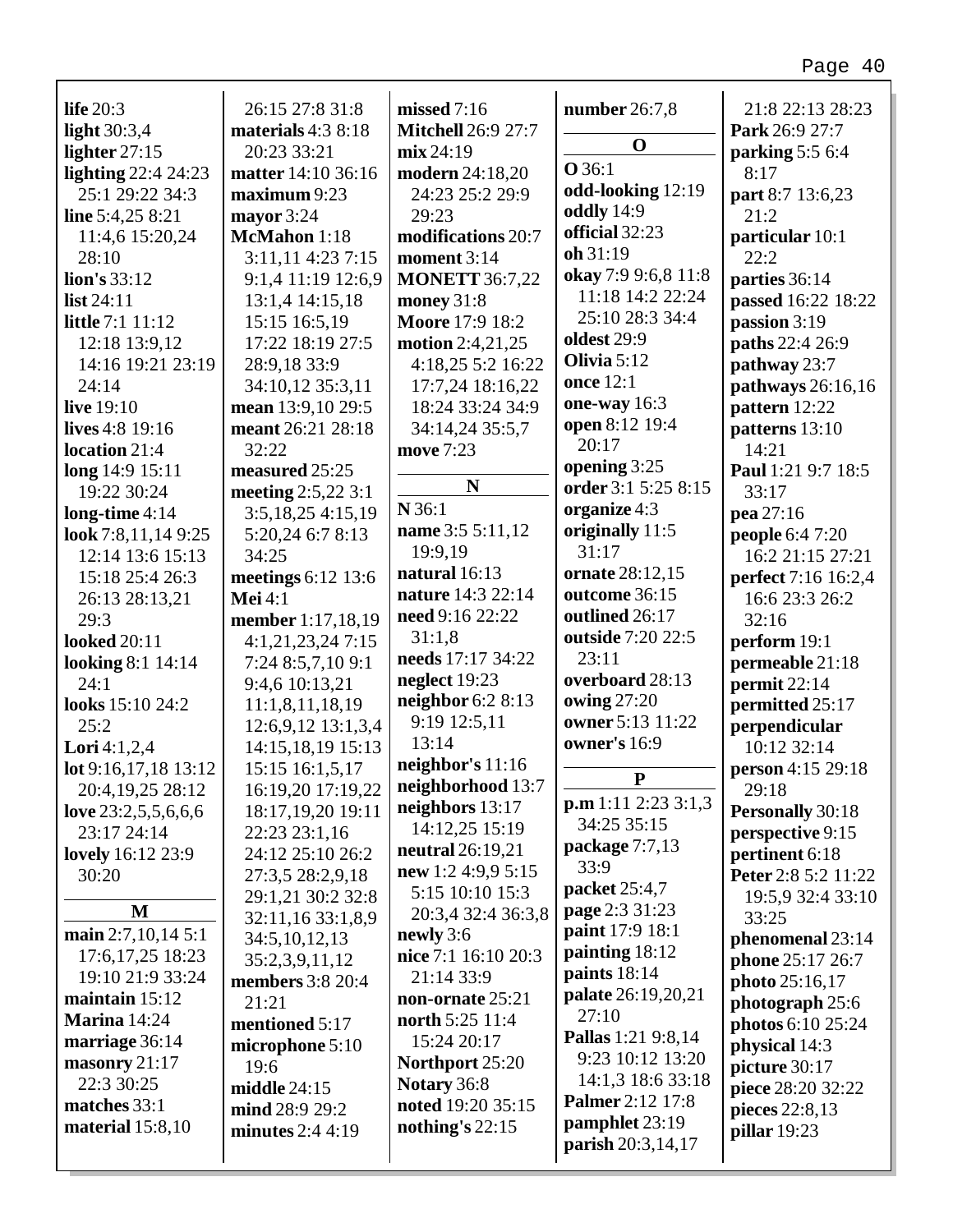**life** 20:3
**light** 30:3,4
**lighter** 27:15
**lighting** 22:4 24:23 25:1 29:22 34:3
**line** 5:4,25 8:21 11:4,6 15:20,24 28:10
**lion's** 33:12
**list** 24:11
**little** 7:1 11:12 12:18 13:9,12 14:16 19:21 23:19 24:14
**live** 19:10
**lives** 4:8 19:16
**location** 21:4
**long** 14:9 15:11 19:22 30:24
**long-time** 4:14
**look** 7:8,11,14 9:25 12:14 13:6 15:13 15:18 25:4 26:3 26:13 28:13,21 29:3
**looked** 20:11
**looking** 8:1 14:14 24:1
**looks** 15:10 24:2 25:2
**Lori** 4:1,2,4
**lot** 9:16,17,18 13:12 20:4,19,25 28:12
**love** 23:2,5,5,6,6,6 23:17 24:14
**lovely** 16:12 23:9 30:20

## M

**main** 2:7,10,14 5:1 17:6,17,25 18:23 19:10 21:9 33:24
**maintain** 15:12
**Marina** 14:24
**marriage** 36:14
**masonry** 21:17 22:3 30:25
**matches** 33:1
**material** 15:8,10 26:15 27:8 31:8
**materials** 4:3 8:18 20:23 33:21
**matter** 14:10 36:16
**maximum** 9:23
**mayor** 3:24
**McMahon** 1:18 3:11,11 4:23 7:15 9:1,4 11:19 12:6,9 13:1,4 14:15,18 15:15 16:5,19 17:22 18:19 27:5 28:9,18 33:9 34:10,12 35:3,11
**mean** 13:9,10 29:5
**meant** 26:21 28:18 32:22
**measured** 25:25
**meeting** 2:5,22 3:1 3:5,18,25 4:15,19 5:20,24 6:7 8:13 34:25
**meetings** 6:12 13:6
**Mei** 4:1
**member** 1:17,18,19 4:1,21,23,24 7:15 7:24 8:5,7,10 9:1 9:4,6 10:13,21 11:1,8,11,18,19 12:6,9,12 13:1,3,4 14:15,18,19 15:13 15:15 16:1,5,17 16:19,20 17:19,22 18:17,19,20 19:11 22:23 23:1,16 24:12 25:10 26:2 27:3,5 28:2,9,18 29:1,21 30:2 32:8 32:11,16 33:1,8,9 34:5,10,12,13 35:2,3,9,11,12
**members** 3:8 20:4 21:21
**mentioned** 5:17
**microphone** 5:10 19:6
**middle** 24:15
**mind** 28:9 29:2
**minutes** 2:4 4:19
**missed** 7:16
**Mitchell** 26:9 27:7
**mix** 24:19
**modern** 24:18,20 24:23 25:2 29:9 29:23
**modifications** 20:7
**moment** 3:14
**MONETT** 36:7,22
**money** 31:8
**Moore** 17:9 18:2
**motion** 2:4,21,25 4:18,25 5:2 16:22 17:7,24 18:16,22 18:24 33:24 34:9 34:14,24 35:5,7
**move** 7:23

## N

**N** 36:1
**name** 3:5 5:11,12 19:9,19
**natural** 16:13
**nature** 14:3 22:14
**need** 9:16 22:22 31:1,8
**needs** 17:17 34:22
**neglect** 19:23
**neighbor** 6:2 8:13 9:19 12:5,11 13:14
**neighbor's** 11:16
**neighborhood** 13:7
**neighbors** 13:17 14:12,25 15:19
**neutral** 26:19,21
**new** 1:2 4:9,9 5:15 5:15 10:10 15:3 20:3,4 32:4 36:3,8
**newly** 3:6
**nice** 7:1 16:10 20:3 21:14 33:9
**non-ornate** 25:21
**north** 5:25 11:4 15:24 20:17
**Northport** 25:20
**Notary** 36:8
**noted** 19:20 35:15
**nothing's** 22:15
**number** 26:7,8

## O

**O** 36:1
**odd-looking** 12:19
**oddly** 14:9
**official** 32:23
**oh** 31:19
**okay** 7:9 9:6,8 11:8 11:18 14:2 22:24 25:10 28:3 34:4
**oldest** 29:9
**Olivia** 5:12
**once** 12:1
**one-way** 16:3
**open** 8:12 19:4 20:17
**opening** 3:25
**order** 3:1 5:25 8:15
**organize** 4:3
**originally** 11:5 31:17
**ornate** 28:12,15
**outcome** 36:15
**outlined** 26:17
**outside** 7:20 22:5 23:11
**overboard** 28:13
**owing** 27:20
**owner** 5:13 11:22
**owner's** 16:9

## P

**p.m** 1:11 2:23 3:1,3 34:25 35:15
**package** 7:7,13 33:9
**packet** 25:4,7
**page** 2:3 31:23
**paint** 17:9 18:1
**painting** 18:12
**paints** 18:14
**palate** 26:19,20,21 27:10
**Pallas** 1:21 9:8,14 9:23 10:12 13:20 14:1,3 18:6 33:18
**Palmer** 2:12 17:8
**pamphlet** 23:19
**parish** 20:3,14,17 21:8 22:13 28:23
**Park** 26:9 27:7
**parking** 5:5 6:4 8:17
**part** 8:7 13:6,23 21:2
**particular** 10:1 22:2
**parties** 36:14
**passed** 16:22 18:22
**passion** 3:19
**paths** 22:4 26:9
**pathway** 23:7
**pathways** 26:16,16
**pattern** 12:22
**patterns** 13:10 14:21
**Paul** 1:21 9:7 18:5 33:17
**pea** 27:16
**people** 6:4 7:20 16:2 21:15 27:21
**perfect** 7:16 16:2,4 16:6 23:3 26:2 32:16
**perform** 19:1
**permeable** 21:18
**permit** 22:14
**permitted** 25:17
**perpendicular** 10:12 32:14
**person** 4:15 29:18 29:18
**Personally** 30:18
**perspective** 9:15
**pertinent** 6:18
**Peter** 2:8 5:2 11:22 19:5,9 32:4 33:10 33:25
**phenomenal** 23:14
**phone** 25:17 26:7
**photo** 25:16,17
**photograph** 25:6
**photos** 6:10 25:24
**physical** 14:3
**picture** 30:17
**piece** 28:20 32:22
**pieces** 22:8,13
**pillar** 19:23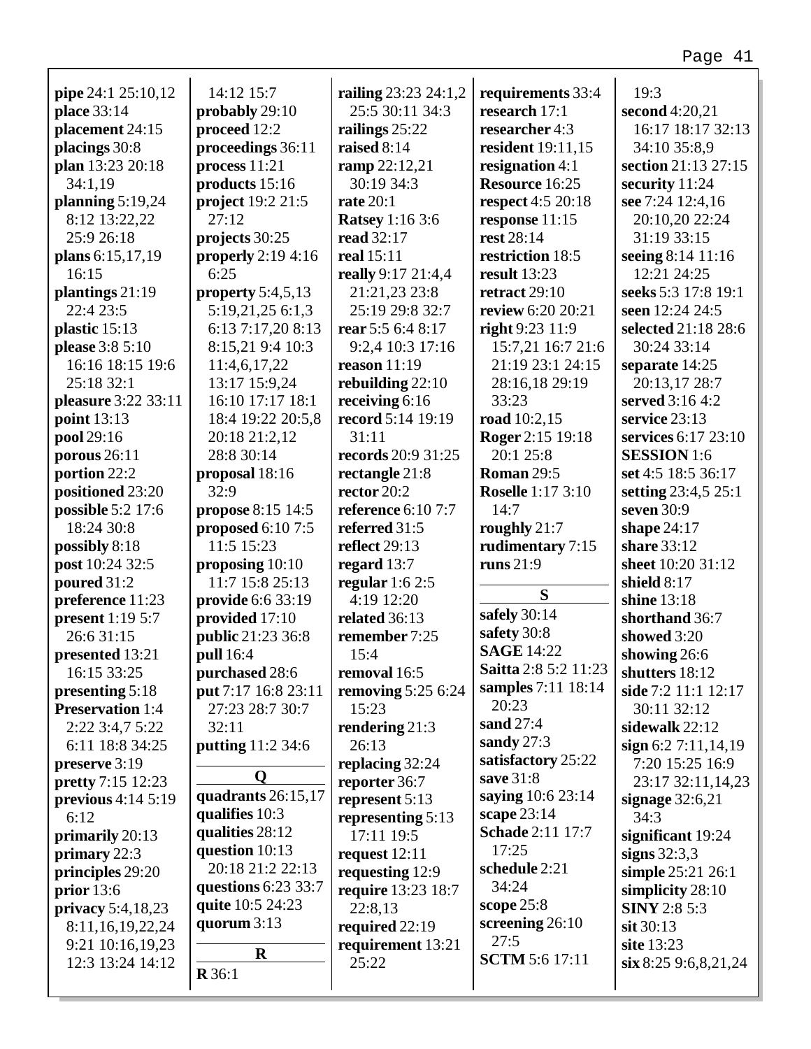**pipe** 24:1 25:10,12
**place** 33:14
**placement** 24:15
**placings** 30:8
**plan** 13:23 20:18 34:1,19
**planning** 5:19,24 8:12 13:22,22 25:9 26:18
**plans** 6:15,17,19 16:15
**plantings** 21:19 22:4 23:5
**plastic** 15:13
**please** 3:8 5:10 16:16 18:15 19:6 25:18 32:1
**pleasure** 3:22 33:11
**point** 13:13
**pool** 29:16
**porous** 26:11
**portion** 22:2
**positioned** 23:20
**possible** 5:2 17:6 18:24 30:8
**possibly** 8:18
**post** 10:24 32:5
**poured** 31:2
**preference** 11:23
**present** 1:19 5:7 26:6 31:15
**presented** 13:21 16:15 33:25
**presenting** 5:18
**Preservation** 1:4 2:22 3:4,7 5:22 6:11 18:8 34:25
**preserve** 3:19
**pretty** 7:15 12:23
**previous** 4:14 5:19 6:12
**primarily** 20:13
**primary** 22:3
**principles** 29:20
**prior** 13:6
**privacy** 5:4,18,23 8:11,16,19,22,24 9:21 10:16,19,23 12:3 13:24 14:12 14:12 15:7
**probably** 29:10
**proceed** 12:2
**proceedings** 36:11
**process** 11:21
**products** 15:16
**project** 19:2 21:5 27:12
**projects** 30:25
**properly** 2:19 4:16 6:25
**property** 5:4,5,13 5:19,21,25 6:1,3 6:13 7:17,20 8:13 8:15,21 9:4 10:3 11:4,6,17,22 13:17 15:9,24 16:10 17:17 18:1 18:4 19:22 20:5,8 20:18 21:2,12 28:8 30:14
**proposal** 18:16 32:9
**propose** 8:15 14:5
**proposed** 6:10 7:5 11:5 15:23
**proposing** 10:10 11:7 15:8 25:13
**provide** 6:6 33:19
**provided** 17:10
**public** 21:23 36:8
**pull** 16:4
**purchased** 28:6
**put** 7:17 16:8 23:11 27:23 28:7 30:7 32:11
**putting** 11:2 34:6

**Q**

**quadrants** 26:15,17
**qualifies** 10:3
**qualities** 28:12
**question** 10:13 20:18 21:2 22:13
**questions** 6:23 33:7
**quite** 10:5 24:23
**quorum** 3:13

**R**

**R** 36:1
**railing** 23:23 24:1,2 25:5 30:11 34:3
**railings** 25:22
**raised** 8:14
**ramp** 22:12,21 30:19 34:3
**rate** 20:1
**Ratsey** 1:16 3:6
**read** 32:17
**real** 15:11
**really** 9:17 21:4,4 21:21,23 23:8 25:19 29:8 32:7
**rear** 5:5 6:4 8:17 9:2,4 10:3 17:16
**reason** 11:19
**rebuilding** 22:10
**receiving** 6:16
**record** 5:14 19:19 31:11
**records** 20:9 31:25
**rectangle** 21:8
**rector** 20:2
**reference** 6:10 7:7
**referred** 31:5
**reflect** 29:13
**regard** 13:7
**regular** 1:6 2:5 4:19 12:20
**related** 36:13
**remember** 7:25 15:4
**removal** 16:5
**removing** 5:25 6:24 15:23
**rendering** 21:3 26:13
**replacing** 32:24
**reporter** 36:7
**represent** 5:13
**representing** 5:13 17:11 19:5
**request** 12:11
**requesting** 12:9
**require** 13:23 18:7 22:8,13
**required** 22:19
**requirement** 13:21 25:22
**requirements** 33:4
**research** 17:1
**researcher** 4:3
**resident** 19:11,15
**resignation** 4:1
**Resource** 16:25
**respect** 4:5 20:18
**response** 11:15
**rest** 28:14
**restriction** 18:5
**result** 13:23
**retract** 29:10
**review** 6:20 20:21
**right** 9:23 11:9 15:7,21 16:7 21:6 21:19 23:1 24:15 28:16,18 29:19 33:23
**road** 10:2,15
**Roger** 2:15 19:18 20:1 25:8
**Roman** 29:5
**Roselle** 1:17 3:10 14:7
**roughly** 21:7
**rudimentary** 7:15
**runs** 21:9

**S**

**safely** 30:14
**safety** 30:8
**SAGE** 14:22
**Saitta** 2:8 5:2 11:23
**samples** 7:11 18:14 20:23
**sand** 27:4
**sandy** 27:3
**satisfactory** 25:22
**save** 31:8
**saying** 10:6 23:14
**scape** 23:14
**Schade** 2:11 17:7 17:25
**schedule** 2:21 34:24
**scope** 25:8
**screening** 26:10 27:5
**SCTM** 5:6 17:11 19:3
**second** 4:20,21 16:17 18:17 32:13 34:10 35:8,9
**section** 21:13 27:15
**security** 11:24
**see** 7:24 12:4,16 20:10,20 22:24 31:19 33:15
**seeing** 8:14 11:16 12:21 24:25
**seeks** 5:3 17:8 19:1
**seen** 12:24 24:5
**selected** 21:18 28:6 30:24 33:14
**separate** 14:25 20:13,17 28:7
**served** 3:16 4:2
**service** 23:13
**services** 6:17 23:10
**SESSION** 1:6
**set** 4:5 18:5 36:17
**setting** 23:4,5 25:1
**seven** 30:9
**shape** 24:17
**share** 33:12
**sheet** 10:20 31:12
**shield** 8:17
**shine** 13:18
**shorthand** 36:7
**showed** 3:20
**showing** 26:6
**shutters** 18:12
**side** 7:2 11:1 12:17 30:11 32:12
**sidewalk** 22:12
**sign** 6:2 7:11,14,19 7:20 15:25 16:9 23:17 32:11,14,23
**signage** 32:6,21 34:3
**significant** 19:24
**signs** 32:3,3
**simple** 25:21 26:1
**simplicity** 28:10
**SINY** 2:8 5:3
**sit** 30:13
**site** 13:23
**six** 8:25 9:6,8,21,24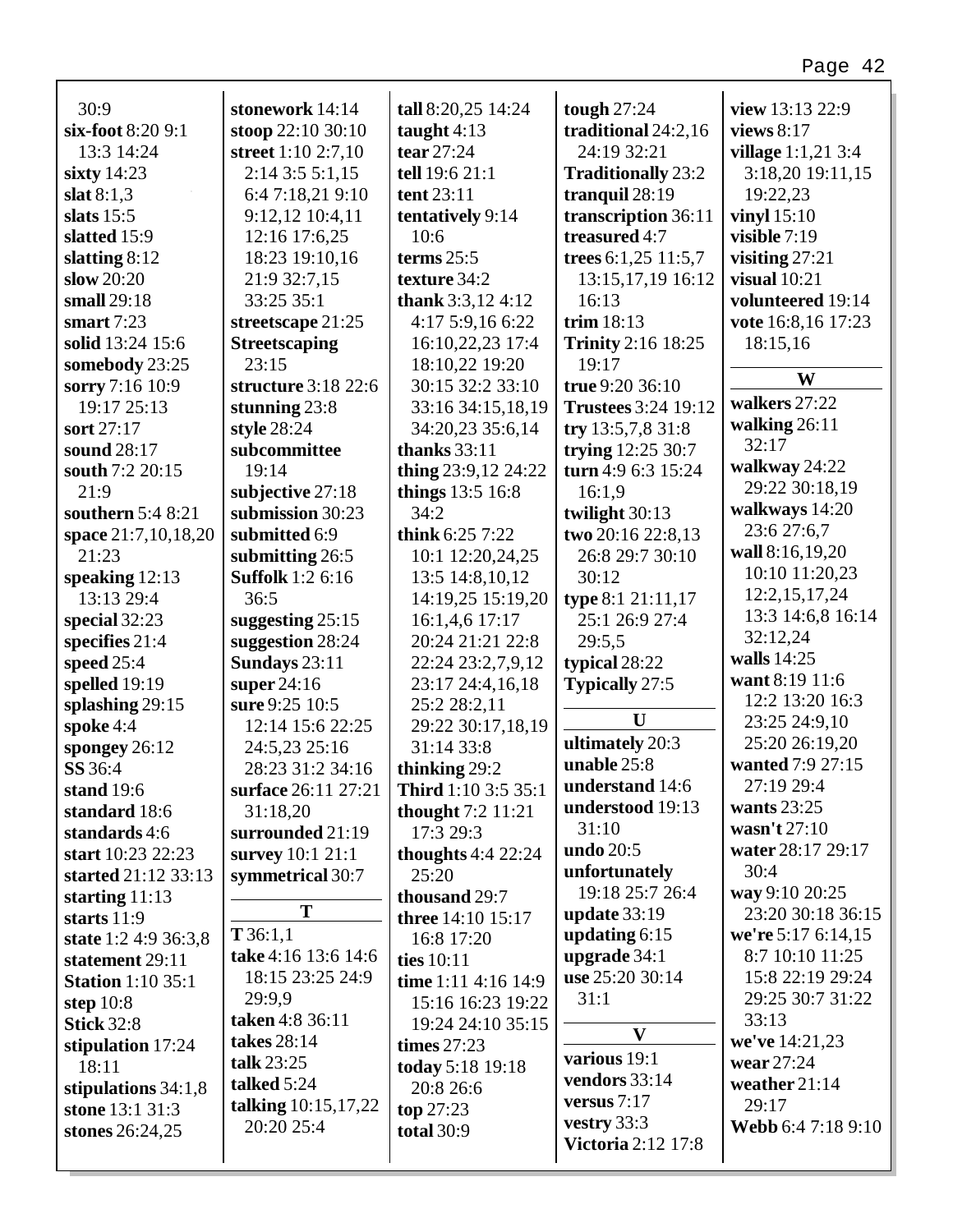30:9
**six-foot** 8:20 9:1 13:3 14:24
**sixty** 14:23
**slat** 8:1,3
**slats** 15:5
**slatted** 15:9
**slatting** 8:12
**slow** 20:20
**small** 29:18
**smart** 7:23
**solid** 13:24 15:6
**somebody** 23:25
**sorry** 7:16 10:9 19:17 25:13
**sort** 27:17
**sound** 28:17
**south** 7:2 20:15 21:9
**southern** 5:4 8:21
**space** 21:7,10,18,20 21:23
**speaking** 12:13 13:13 29:4
**special** 32:23
**specifies** 21:4
**speed** 25:4
**spelled** 19:19
**splashing** 29:15
**spoke** 4:4
**spongey** 26:12
**SS** 36:4
**stand** 19:6
**standard** 18:6
**standards** 4:6
**start** 10:23 22:23
**started** 21:12 33:13
**starting** 11:13
**starts** 11:9
**state** 1:2 4:9 36:3,8
**statement** 29:11
**Station** 1:10 35:1
**step** 10:8
**Stick** 32:8
**stipulation** 17:24 18:11
**stipulations** 34:1,8
**stone** 13:1 31:3
**stones** 26:24,25
**stonework** 14:14
**stoop** 22:10 30:10
**street** 1:10 2:7,10 2:14 3:5 5:1,15 6:4 7:18,21 9:10 9:12,12 10:4,11 12:16 17:6,25 18:23 19:10,16 21:9 32:7,15 33:25 35:1
**streetscape** 21:25
**Streetscaping** 23:15
**structure** 3:18 22:6
**stunning** 23:8
**style** 28:24
**subcommittee** 19:14
**subjective** 27:18
**submission** 30:23
**submitted** 6:9
**submitting** 26:5
**Suffolk** 1:2 6:16 36:5
**suggesting** 25:15
**suggestion** 28:24
**Sundays** 23:11
**super** 24:16
**sure** 9:25 10:5 12:14 15:6 22:25 24:5,23 25:16 28:23 31:2 34:16
**surface** 26:11 27:21 31:18,20
**surrounded** 21:19
**survey** 10:1 21:1
**symmetrical** 30:7

**T**

**T** 36:1,1
**take** 4:16 13:6 14:6 18:15 23:25 24:9 29:9,9
**taken** 4:8 36:11
**takes** 28:14
**talk** 23:25
**talked** 5:24
**talking** 10:15,17,22 20:20 25:4
**tall** 8:20,25 14:24
**taught** 4:13
**tear** 27:24
**tell** 19:6 21:1
**tent** 23:11
**tentatively** 9:14 10:6
**terms** 25:5
**texture** 34:2
**thank** 3:3,12 4:12 4:17 5:9,16 6:22 16:10,22,23 17:4 18:10,22 19:20 30:15 32:2 33:10 33:16 34:15,18,19 34:20,23 35:6,14
**thanks** 33:11
**thing** 23:9,12 24:22
**things** 13:5 16:8 34:2
**think** 6:25 7:22 10:1 12:20,24,25 13:5 14:8,10,12 14:19,25 15:19,20 16:1,4,6 17:17 20:24 21:21 22:8 22:24 23:2,7,9,12 23:17 24:4,16,18 25:2 28:2,11 29:22 30:17,18,19 31:14 33:8
**thinking** 29:2
**Third** 1:10 3:5 35:1
**thought** 7:2 11:21 17:3 29:3
**thoughts** 4:4 22:24 25:20
**thousand** 29:7
**three** 14:10 15:17 16:8 17:20
**ties** 10:11
**time** 1:11 4:16 14:9 15:16 16:23 19:22 19:24 24:10 35:15
**times** 27:23
**today** 5:18 19:18 20:8 26:6
**top** 27:23
**total** 30:9
**tough** 27:24
**traditional** 24:2,16 24:19 32:21
**Traditionally** 23:2
**tranquil** 28:19
**transcription** 36:11
**treasured** 4:7
**trees** 6:1,25 11:5,7 13:15,17,19 16:12 16:13
**trim** 18:13
**Trinity** 2:16 18:25 19:17
**true** 9:20 36:10
**Trustees** 3:24 19:12
**try** 13:5,7,8 31:8
**trying** 12:25 30:7
**turn** 4:9 6:3 15:24 16:1,9
**twilight** 30:13
**two** 20:16 22:8,13 26:8 29:7 30:10 30:12
**type** 8:1 21:11,17 25:1 26:9 27:4 29:5,5
**typical** 28:22
**Typically** 27:5

**U**

**ultimately** 20:3
**unable** 25:8
**understand** 14:6
**understood** 19:13 31:10
**undo** 20:5
**unfortunately** 19:18 25:7 26:4
**update** 33:19
**updating** 6:15
**upgrade** 34:1
**use** 25:20 30:14 31:1

**V**

**various** 19:1
**vendors** 33:14
**versus** 7:17
**vestry** 33:3
**Victoria** 2:12 17:8
**view** 13:13 22:9
**views** 8:17
**village** 1:1,21 3:4 3:18,20 19:11,15 19:22,23
**vinyl** 15:10
**visible** 7:19
**visiting** 27:21
**visual** 10:21
**volunteered** 19:14
**vote** 16:8,16 17:23 18:15,16

**W**

**walkers** 27:22
**walking** 26:11 32:17
**walkway** 24:22 29:22 30:18,19
**walkways** 14:20 23:6 27:6,7
**wall** 8:16,19,20 10:10 11:20,23 12:2,15,17,24 13:3 14:6,8 16:14 32:12,24
**walls** 14:25
**want** 8:19 11:6 12:2 13:20 16:3 23:25 24:9,10 25:20 26:19,20
**wanted** 7:9 27:15 27:19 29:4
**wants** 23:25
**wasn't** 27:10
**water** 28:17 29:17 30:4
**way** 9:10 20:25 23:20 30:18 36:15
**we're** 5:17 6:14,15 8:7 10:10 11:25 15:8 22:19 29:24 29:25 30:7 31:22 33:13
**we've** 14:21,23
**wear** 27:24
**weather** 21:14 29:17
**Webb** 6:4 7:18 9:10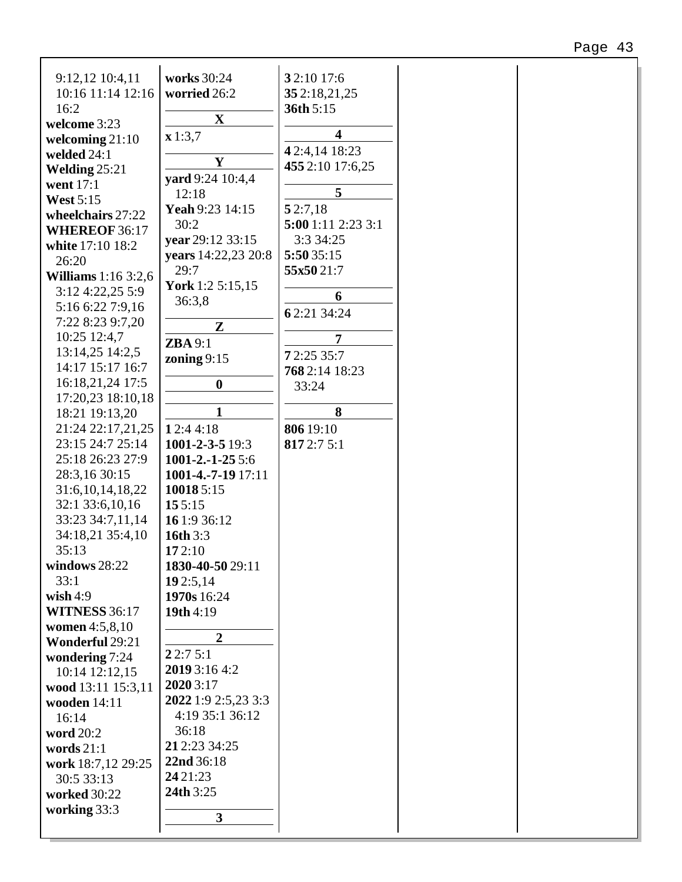9:12,12 10:4,11 10:16 11:14 12:16 16:2
**welcome** 3:23
**welcoming** 21:10
**welded** 24:1
**Welding** 25:21
**went** 17:1
**West** 5:15
**wheelchairs** 27:22
**WHEREOF** 36:17
**white** 17:10 18:2 26:20
**Williams** 1:16 3:2,6 3:12 4:22,25 5:9 5:16 6:22 7:9,16 7:22 8:23 9:7,20 10:25 12:4,7 13:14,25 14:2,5 14:17 15:17 16:7 16:18,21,24 17:5 17:20,23 18:10,18 18:21 19:13,20 21:24 22:17,21,25 23:15 24:7 25:14 25:18 26:23 27:9 28:3,16 30:15 31:6,10,14,18,22 32:1 33:6,10,16 33:23 34:7,11,14 34:18,21 35:4,10 35:13
**windows** 28:22 33:1
**wish** 4:9
**WITNESS** 36:17
**women** 4:5,8,10
**Wonderful** 29:21
**wondering** 7:24 10:14 12:12,15
**wood** 13:11 15:3,11
**wooden** 14:11 16:14
**word** 20:2
**words** 21:1
**work** 18:7,12 29:25 30:5 33:13
**worked** 30:22
**working** 33:3
**works** 30:24
**worried** 26:2

**X**

**x** 1:3,7

**Y**

**yard** 9:24 10:4,4 12:18
**Yeah** 9:23 14:15 30:2
**year** 29:12 33:15
**years** 14:22,23 20:8 29:7
**York** 1:2 5:15,15 36:3,8

**Z**

**ZBA** 9:1
**zoning** 9:15

**0**

**1**

**1** 2:4 4:18
**1001-2-3-5** 19:3
**1001-2.-1-25** 5:6
**1001-4.-7-19** 17:11
**10018** 5:15
**15** 5:15
**16** 1:9 36:12
**16th** 3:3
**17** 2:10
**1830-40-50** 29:11
**19** 2:5,14
**1970s** 16:24
**19th** 4:19

**2**

**2** 2:7 5:1
**2019** 3:16 4:2
**2020** 3:17
**2022** 1:9 2:5,23 3:3 4:19 35:1 36:12 36:18
**21** 2:23 34:25
**22nd** 36:18
**24** 21:23
**24th** 3:25

**3**

**3** 2:10 17:6
**35** 2:18,21,25
**36th** 5:15

**4**

**4** 2:4,14 18:23
**455** 2:10 17:6,25

**5**

**5** 2:7,18
**5:00** 1:11 2:23 3:1 3:3 34:25
**5:50** 35:15
**55x50** 21:7

**6**

**6** 2:21 34:24

**7**

**7** 2:25 35:7
**768** 2:14 18:23 33:24

**8**

**806** 19:10
**817** 2:7 5:1